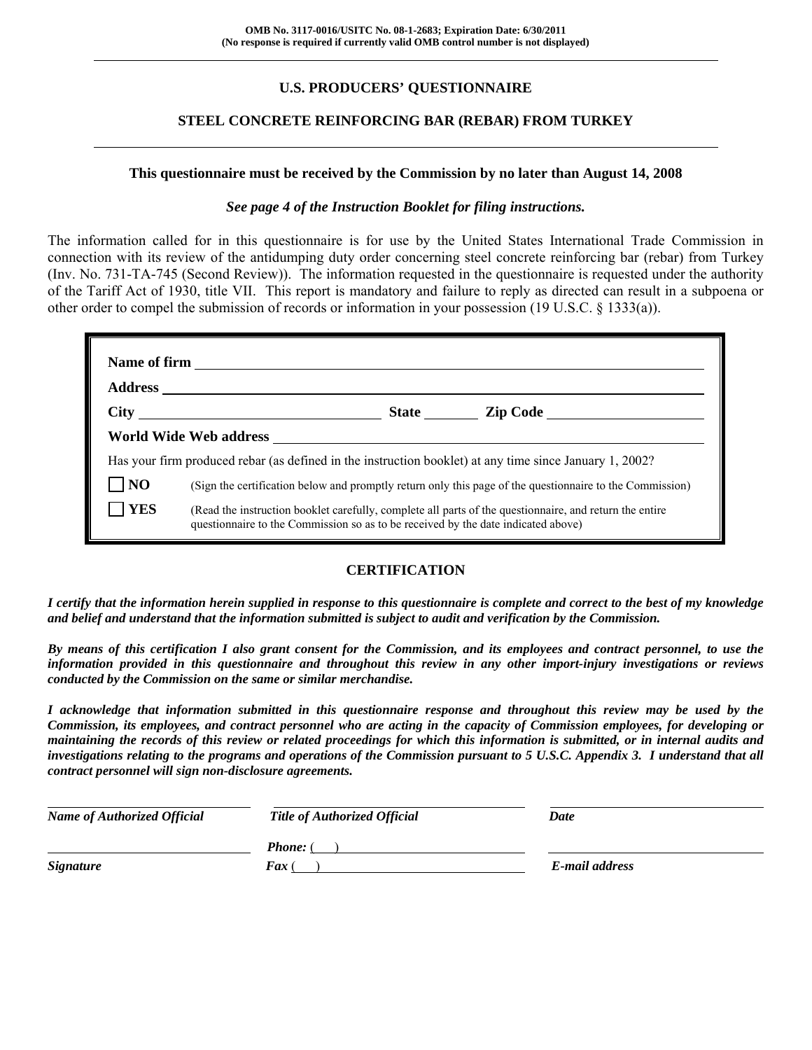**OMB No. 3117-0016/USITC No. 08-1-2683; Expiration Date: 6/30/2011**
**(No response is required if currently valid OMB control number is not displayed)**

# U.S. PRODUCERS' QUESTIONNAIRE

## STEEL CONCRETE REINFORCING BAR (REBAR) FROM TURKEY

**This questionnaire must be received by the Commission by no later than August 14, 2008**

***See page 4 of the Instruction Booklet for filing instructions.***

The information called for in this questionnaire is for use by the United States International Trade Commission in connection with its review of the antidumping duty order concerning steel concrete reinforcing bar (rebar) from Turkey (Inv. No. 731-TA-745 (Second Review)). The information requested in the questionnaire is requested under the authority of the Tariff Act of 1930, title VII. This report is mandatory and failure to reply as directed can result in a subpoena or other order to compel the submission of records or information in your possession (19 U.S.C. § 1333(a)).

**Name of firm** ______________________________

**Address** ______________________________

**City** ______________ **State** ________ **Zip Code** ______________

**World Wide Web address** ______________________________

Has your firm produced rebar (as defined in the instruction booklet) at any time since January 1, 2002?

☐ **NO** (Sign the certification below and promptly return only this page of the questionnaire to the Commission)

☐ **YES** (Read the instruction booklet carefully, complete all parts of the questionnaire, and return the entire questionnaire to the Commission so as to be received by the date indicated above)

## CERTIFICATION

***I certify that the information herein supplied in response to this questionnaire is complete and correct to the best of my knowledge and belief and understand that the information submitted is subject to audit and verification by the Commission.***

***By means of this certification I also grant consent for the Commission, and its employees and contract personnel, to use the information provided in this questionnaire and throughout this review in any other import-injury investigations or reviews conducted by the Commission on the same or similar merchandise.***

***I acknowledge that information submitted in this questionnaire response and throughout this review may be used by the Commission, its employees, and contract personnel who are acting in the capacity of Commission employees, for developing or maintaining the records of this review or related proceedings for which this information is submitted, or in internal audits and investigations relating to the programs and operations of the Commission pursuant to 5 U.S.C. Appendix 3. I understand that all contract personnel will sign non-disclosure agreements.***

| ______________________ | ______________________ | ______________________ |
|---|---|---|
| ***Name of Authorized Official*** | ***Title of Authorized Official*** | ***Date*** |
| ______________________ | ***Phone:*** (   ) ______________ | ______________________ |
| ***Signature*** | ***Fax*** (   ) ______________ | ***E-mail address*** |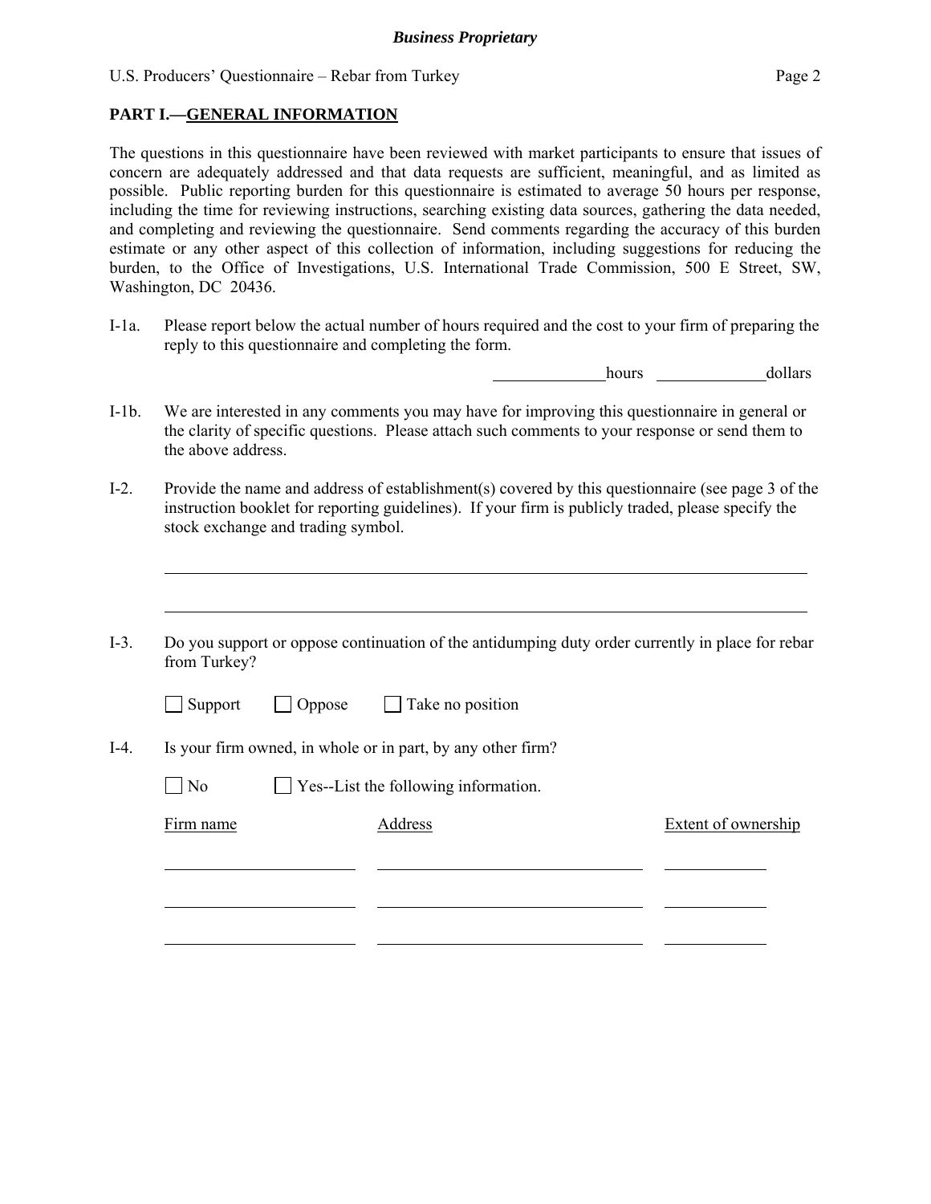## PART I.—GENERAL INFORMATION

The questions in this questionnaire have been reviewed with market participants to ensure that issues of concern are adequately addressed and that data requests are sufficient, meaningful, and as limited as possible. Public reporting burden for this questionnaire is estimated to average 50 hours per response, including the time for reviewing instructions, searching existing data sources, gathering the data needed, and completing and reviewing the questionnaire. Send comments regarding the accuracy of this burden estimate or any other aspect of this collection of information, including suggestions for reducing the burden, to the Office of Investigations, U.S. International Trade Commission, 500 E Street, SW, Washington, DC 20436.

I-1a. Please report below the actual number of hours required and the cost to your firm of preparing the reply to this questionnaire and completing the form.

______________hours ______________dollars

I-1b. We are interested in any comments you may have for improving this questionnaire in general or the clarity of specific questions. Please attach such comments to your response or send them to the above address.

I-2. Provide the name and address of establishment(s) covered by this questionnaire (see page 3 of the instruction booklet for reporting guidelines). If your firm is publicly traded, please specify the stock exchange and trading symbol.

________________________________________________________________________________

________________________________________________________________________________

I-3. Do you support or oppose continuation of the antidumping duty order currently in place for rebar from Turkey?

☐ Support ☐ Oppose ☐ Take no position

I-4. Is your firm owned, in whole or in part, by any other firm?

☐ No ☐ Yes--List the following information.

| Firm name | Address | Extent of ownership |
|---|---|---|
| | | |
| | | |
| | | |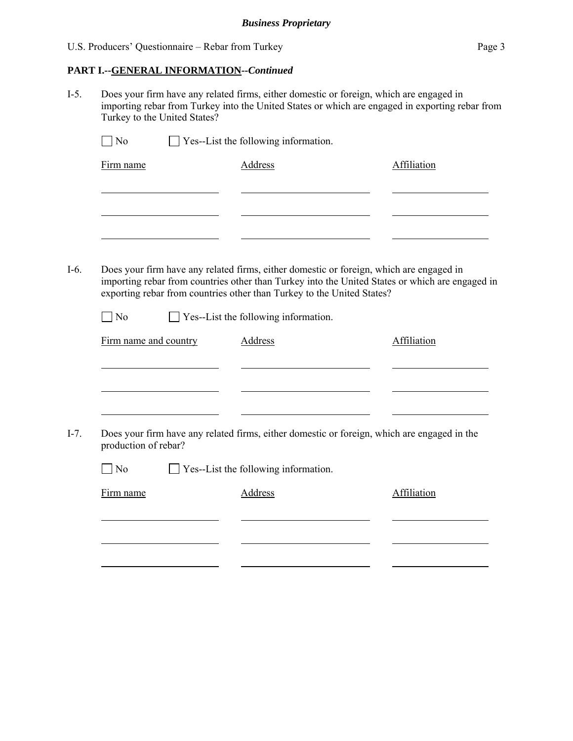**PART I.--GENERAL INFORMATION--*Continued***

I-5. Does your firm have any related firms, either domestic or foreign, which are engaged in importing rebar from Turkey into the United States or which are engaged in exporting rebar from Turkey to the United States?

☐ No ☐ Yes--List the following information.

| Firm name | Address | Affiliation |
|---|---|---|
| | | |
| | | |
| | | |

I-6. Does your firm have any related firms, either domestic or foreign, which are engaged in importing rebar from countries other than Turkey into the United States or which are engaged in exporting rebar from countries other than Turkey to the United States?

☐ No ☐ Yes--List the following information.

| Firm name and country | Address | Affiliation |
|---|---|---|
| | | |
| | | |
| | | |

I-7. Does your firm have any related firms, either domestic or foreign, which are engaged in the production of rebar?

☐ No ☐ Yes--List the following information.

| Firm name | Address | Affiliation |
|---|---|---|
| | | |
| | | |
| | | |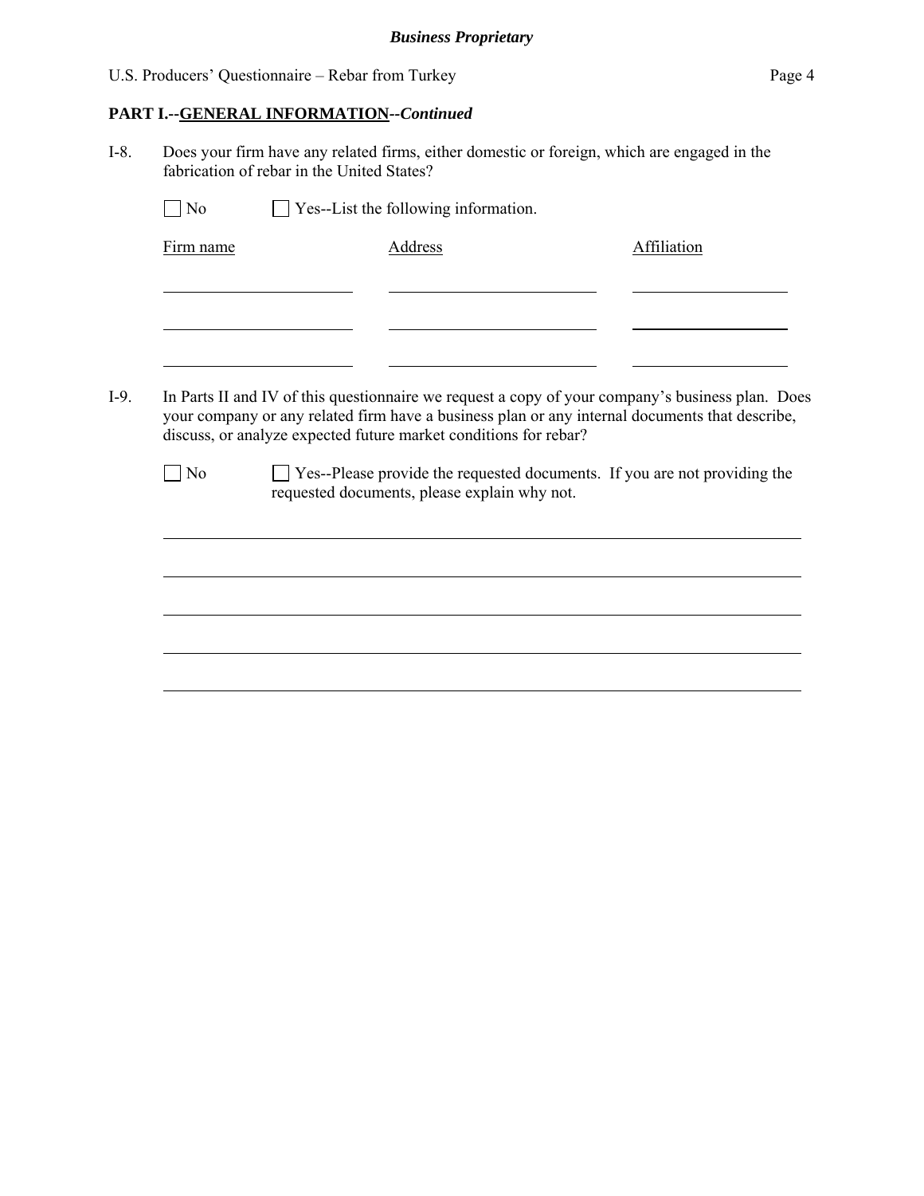**PART I.--GENERAL INFORMATION--*Continued***

I-8. Does your firm have any related firms, either domestic or foreign, which are engaged in the fabrication of rebar in the United States?

☐ No ☐ Yes--List the following information.

| Firm name | Address | Affiliation |
| --- | --- | --- |
| | | |
| | | |
| | | |

I-9. In Parts II and IV of this questionnaire we request a copy of your company's business plan. Does your company or any related firm have a business plan or any internal documents that describe, discuss, or analyze expected future market conditions for rebar?

☐ No ☐ Yes--Please provide the requested documents. If you are not providing the requested documents, please explain why not.

\_\_\_\_\_\_\_\_\_\_\_\_\_\_\_\_\_\_\_\_\_\_\_\_\_\_\_\_\_\_\_\_\_\_\_\_\_\_\_\_\_\_\_\_\_\_\_\_\_\_\_\_\_\_\_\_\_\_\_\_\_\_\_\_\_\_\_\_\_\_

\_\_\_\_\_\_\_\_\_\_\_\_\_\_\_\_\_\_\_\_\_\_\_\_\_\_\_\_\_\_\_\_\_\_\_\_\_\_\_\_\_\_\_\_\_\_\_\_\_\_\_\_\_\_\_\_\_\_\_\_\_\_\_\_\_\_\_\_\_\_

\_\_\_\_\_\_\_\_\_\_\_\_\_\_\_\_\_\_\_\_\_\_\_\_\_\_\_\_\_\_\_\_\_\_\_\_\_\_\_\_\_\_\_\_\_\_\_\_\_\_\_\_\_\_\_\_\_\_\_\_\_\_\_\_\_\_\_\_\_\_

\_\_\_\_\_\_\_\_\_\_\_\_\_\_\_\_\_\_\_\_\_\_\_\_\_\_\_\_\_\_\_\_\_\_\_\_\_\_\_\_\_\_\_\_\_\_\_\_\_\_\_\_\_\_\_\_\_\_\_\_\_\_\_\_\_\_\_\_\_\_

\_\_\_\_\_\_\_\_\_\_\_\_\_\_\_\_\_\_\_\_\_\_\_\_\_\_\_\_\_\_\_\_\_\_\_\_\_\_\_\_\_\_\_\_\_\_\_\_\_\_\_\_\_\_\_\_\_\_\_\_\_\_\_\_\_\_\_\_\_\_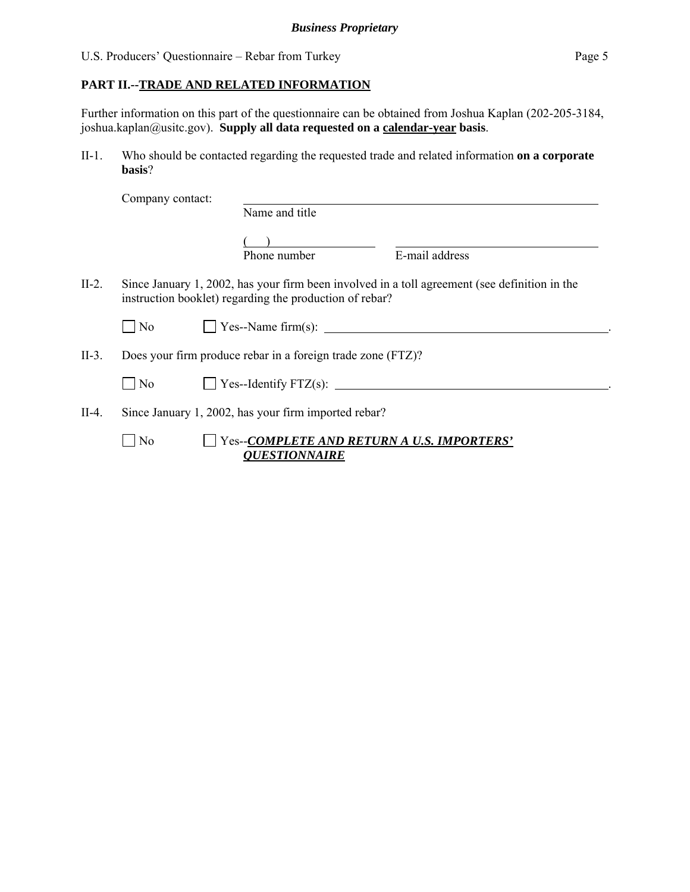**PART II.--TRADE AND RELATED INFORMATION**

Further information on this part of the questionnaire can be obtained from Joshua Kaplan (202-205-3184, joshua.kaplan@usitc.gov). **Supply all data requested on a calendar-year basis**.

II-1. Who should be contacted regarding the requested trade and related information **on a corporate basis**?

Company contact: ______________________________
Name and title

( ) ____________ ______________________
Phone number E-mail address

II-2. Since January 1, 2002, has your firm been involved in a toll agreement (see definition in the instruction booklet) regarding the production of rebar?

☐ No ☐ Yes--Name firm(s): ______________________________.

II-3. Does your firm produce rebar in a foreign trade zone (FTZ)?

☐ No ☐ Yes--Identify FTZ(s): ______________________________.

II-4. Since January 1, 2002, has your firm imported rebar?

☐ No ☐ Yes--***COMPLETE AND RETURN A U.S. IMPORTERS' QUESTIONNAIRE***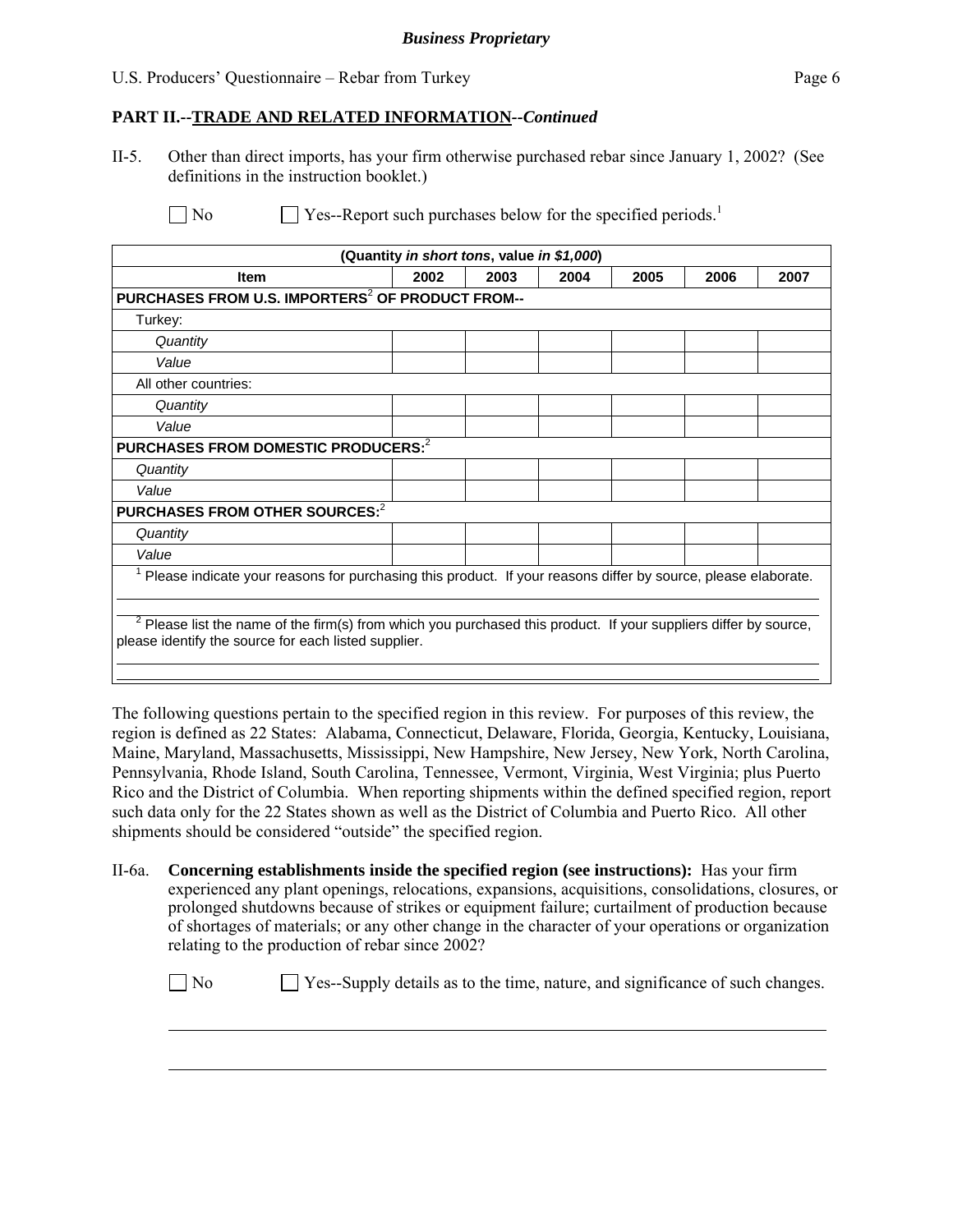## PART II.--TRADE AND RELATED INFORMATION--*Continued*

II-5. Other than direct imports, has your firm otherwise purchased rebar since January 1, 2002? (See definitions in the instruction booklet.)

☐ No ☐ Yes--Report such purchases below for the specified periods.[1]

| (Quantity *in short tons*, value *in $1,000*) | | | | | | |
|---|---|---|---|---|---|---|
| **Item** | **2002** | **2003** | **2004** | **2005** | **2006** | **2007** |
| **PURCHASES FROM U.S. IMPORTERS[2] OF PRODUCT FROM--** | | | | | | |
| Turkey: | | | | | | |
| *Quantity* | | | | | | |
| *Value* | | | | | | |
| All other countries: | | | | | | |
| *Quantity* | | | | | | |
| *Value* | | | | | | |
| **PURCHASES FROM DOMESTIC PRODUCERS:[2]** | | | | | | |
| *Quantity* | | | | | | |
| *Value* | | | | | | |
| **PURCHASES FROM OTHER SOURCES:[2]** | | | | | | |
| *Quantity* | | | | | | |
| *Value* | | | | | | |

[1] Please indicate your reasons for purchasing this product. If your reasons differ by source, please elaborate.

[2] Please list the name of the firm(s) from which you purchased this product. If your suppliers differ by source, please identify the source for each listed supplier.

The following questions pertain to the specified region in this review. For purposes of this review, the region is defined as 22 States: Alabama, Connecticut, Delaware, Florida, Georgia, Kentucky, Louisiana, Maine, Maryland, Massachusetts, Mississippi, New Hampshire, New Jersey, New York, North Carolina, Pennsylvania, Rhode Island, South Carolina, Tennessee, Vermont, Virginia, West Virginia; plus Puerto Rico and the District of Columbia. When reporting shipments within the defined specified region, report such data only for the 22 States shown as well as the District of Columbia and Puerto Rico. All other shipments should be considered "outside" the specified region.

II-6a. **Concerning establishments inside the specified region (see instructions):** Has your firm experienced any plant openings, relocations, expansions, acquisitions, consolidations, closures, or prolonged shutdowns because of strikes or equipment failure; curtailment of production because of shortages of materials; or any other change in the character of your operations or organization relating to the production of rebar since 2002?

☐ No ☐ Yes--Supply details as to the time, nature, and significance of such changes.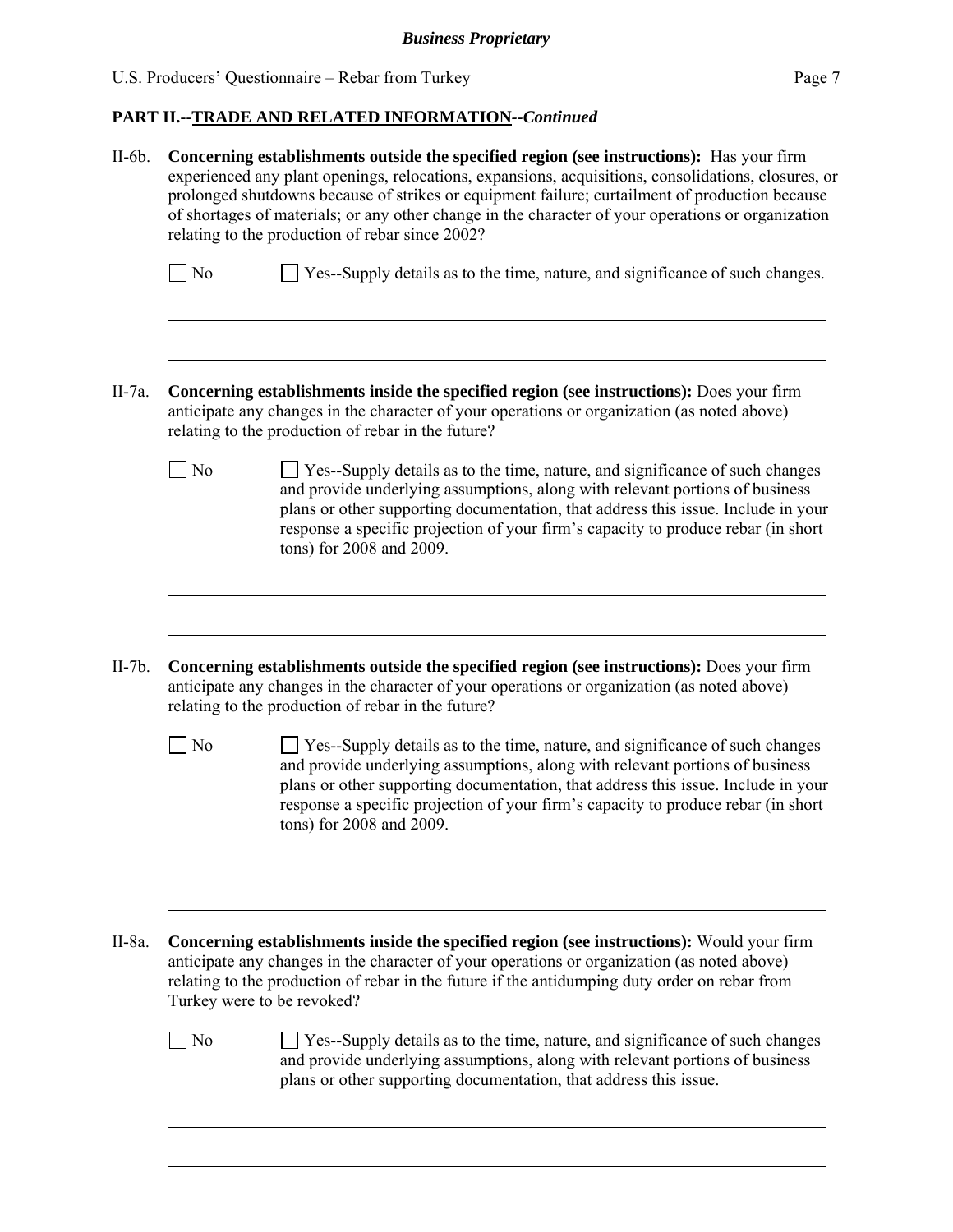## PART II.--TRADE AND RELATED INFORMATION--*Continued*

II-6b. **Concerning establishments outside the specified region (see instructions):** Has your firm experienced any plant openings, relocations, expansions, acquisitions, consolidations, closures, or prolonged shutdowns because of strikes or equipment failure; curtailment of production because of shortages of materials; or any other change in the character of your operations or organization relating to the production of rebar since 2002?

☐ No ☐ Yes--Supply details as to the time, nature, and significance of such changes.

II-7a. **Concerning establishments inside the specified region (see instructions):** Does your firm anticipate any changes in the character of your operations or organization (as noted above) relating to the production of rebar in the future?

☐ No ☐ Yes--Supply details as to the time, nature, and significance of such changes and provide underlying assumptions, along with relevant portions of business plans or other supporting documentation, that address this issue. Include in your response a specific projection of your firm's capacity to produce rebar (in short tons) for 2008 and 2009.

II-7b. **Concerning establishments outside the specified region (see instructions):** Does your firm anticipate any changes in the character of your operations or organization (as noted above) relating to the production of rebar in the future?

☐ No ☐ Yes--Supply details as to the time, nature, and significance of such changes and provide underlying assumptions, along with relevant portions of business plans or other supporting documentation, that address this issue. Include in your response a specific projection of your firm's capacity to produce rebar (in short tons) for 2008 and 2009.

II-8a. **Concerning establishments inside the specified region (see instructions):** Would your firm anticipate any changes in the character of your operations or organization (as noted above) relating to the production of rebar in the future if the antidumping duty order on rebar from Turkey were to be revoked?

☐ No ☐ Yes--Supply details as to the time, nature, and significance of such changes and provide underlying assumptions, along with relevant portions of business plans or other supporting documentation, that address this issue.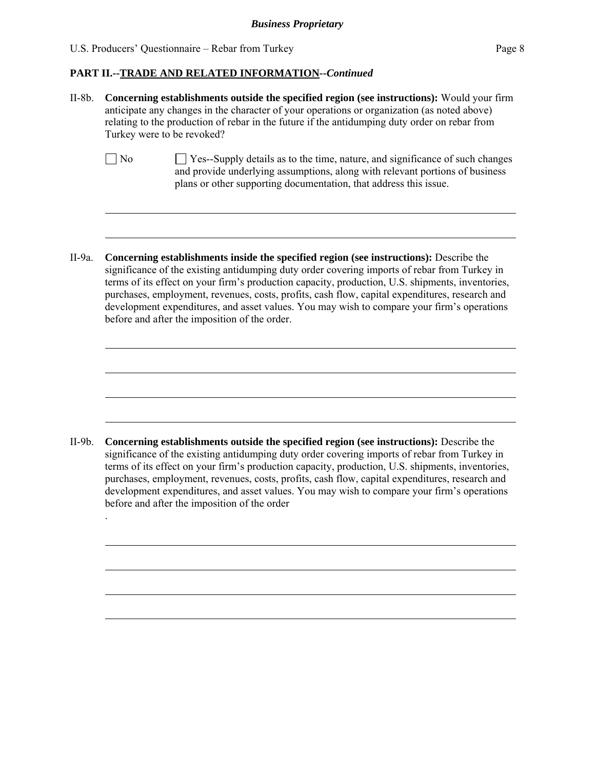**PART II.--TRADE AND RELATED INFORMATION--*Continued***

II-8b. **Concerning establishments outside the specified region (see instructions):** Would your firm anticipate any changes in the character of your operations or organization (as noted above) relating to the production of rebar in the future if the antidumping duty order on rebar from Turkey were to be revoked?

☐ No ☐ Yes--Supply details as to the time, nature, and significance of such changes and provide underlying assumptions, along with relevant portions of business plans or other supporting documentation, that address this issue.

II-9a. **Concerning establishments inside the specified region (see instructions):** Describe the significance of the existing antidumping duty order covering imports of rebar from Turkey in terms of its effect on your firm's production capacity, production, U.S. shipments, inventories, purchases, employment, revenues, costs, profits, cash flow, capital expenditures, research and development expenditures, and asset values. You may wish to compare your firm's operations before and after the imposition of the order.

II-9b. **Concerning establishments outside the specified region (see instructions):** Describe the significance of the existing antidumping duty order covering imports of rebar from Turkey in terms of its effect on your firm's production capacity, production, U.S. shipments, inventories, purchases, employment, revenues, costs, profits, cash flow, capital expenditures, research and development expenditures, and asset values. You may wish to compare your firm's operations before and after the imposition of the order

.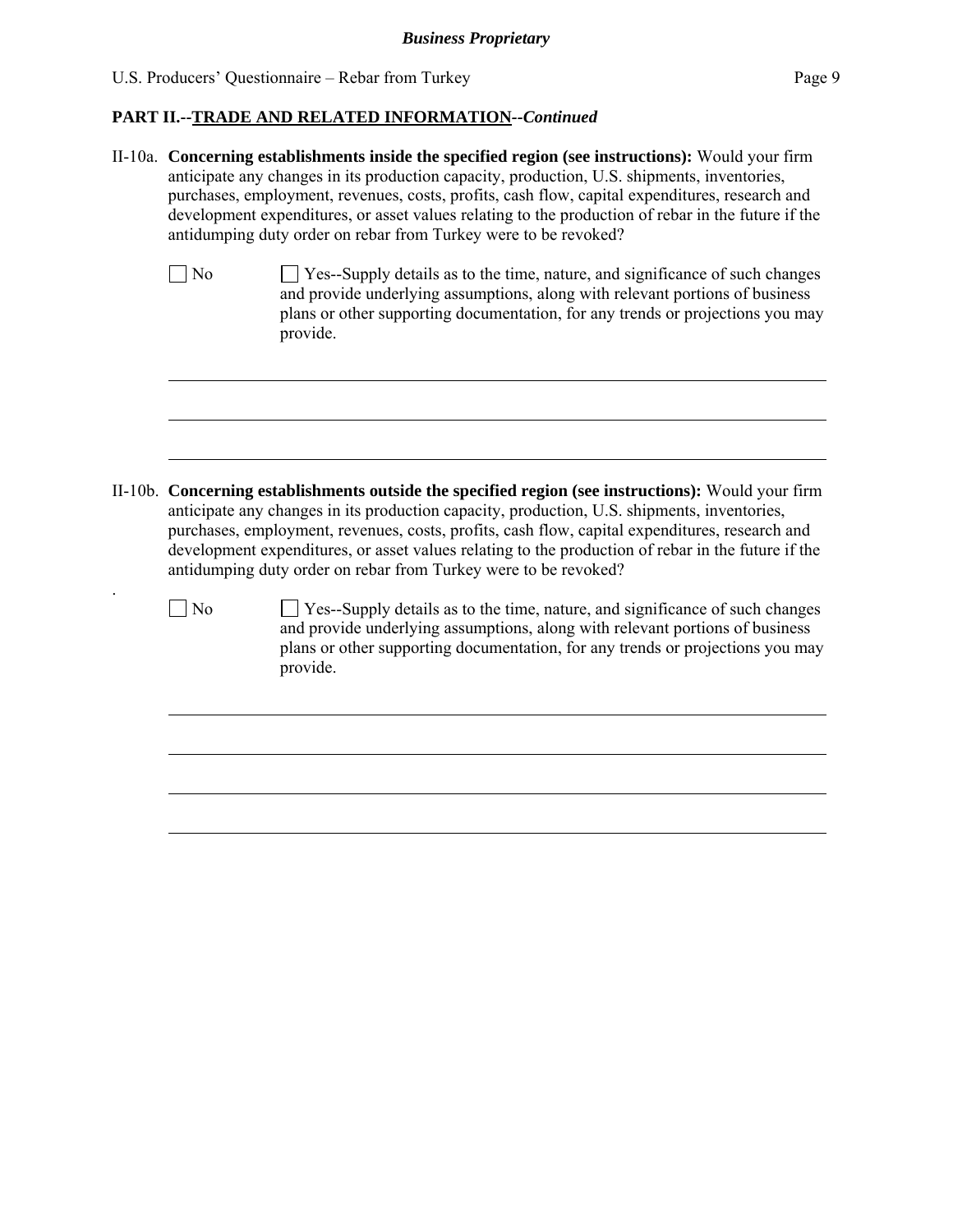**PART II.--TRADE AND RELATED INFORMATION--*Continued***

II-10a. **Concerning establishments inside the specified region (see instructions):** Would your firm anticipate any changes in its production capacity, production, U.S. shipments, inventories, purchases, employment, revenues, costs, profits, cash flow, capital expenditures, research and development expenditures, or asset values relating to the production of rebar in the future if the antidumping duty order on rebar from Turkey were to be revoked?

☐ No ☐ Yes--Supply details as to the time, nature, and significance of such changes and provide underlying assumptions, along with relevant portions of business plans or other supporting documentation, for any trends or projections you may provide.

______________________________________________________________________________

______________________________________________________________________________

______________________________________________________________________________

II-10b. **Concerning establishments outside the specified region (see instructions):** Would your firm anticipate any changes in its production capacity, production, U.S. shipments, inventories, purchases, employment, revenues, costs, profits, cash flow, capital expenditures, research and development expenditures, or asset values relating to the production of rebar in the future if the antidumping duty order on rebar from Turkey were to be revoked?

☐ No ☐ Yes--Supply details as to the time, nature, and significance of such changes and provide underlying assumptions, along with relevant portions of business plans or other supporting documentation, for any trends or projections you may provide.

______________________________________________________________________________

______________________________________________________________________________

______________________________________________________________________________

______________________________________________________________________________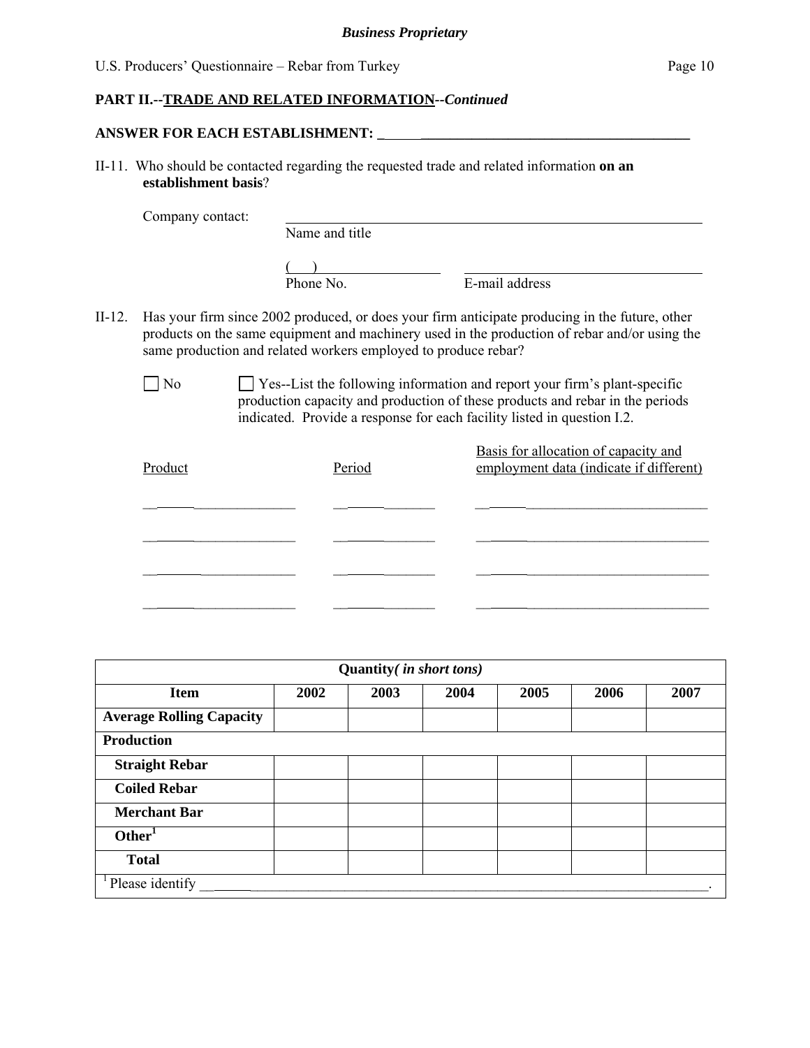**PART II.--TRADE AND RELATED INFORMATION--*Continued***

**ANSWER FOR EACH ESTABLISHMENT: \_\_\_\_\_\_\_\_\_\_\_\_\_\_\_\_\_\_\_\_\_\_\_\_\_\_\_\_\_\_\_\_\_\_\_\_\_\_\_\_\_\_\_\_**

II-11. Who should be contacted regarding the requested trade and related information **on an establishment basis**?

Company contact: \_\_\_\_\_\_\_\_\_\_\_\_\_\_\_\_\_\_\_\_\_\_\_\_\_\_\_\_\_\_\_\_\_\_\_\_\_\_\_\_\_\_\_\_\_\_\_\_\_\_\_\_\_\_
Name and title

(   ) \_\_\_\_\_\_\_\_\_\_\_\_\_\_\_\_\_\_ \_\_\_\_\_\_\_\_\_\_\_\_\_\_\_\_\_\_\_\_\_\_\_\_\_\_\_\_\_\_\_
Phone No. E-mail address

II-12. Has your firm since 2002 produced, or does your firm anticipate producing in the future, other products on the same equipment and machinery used in the production of rebar and/or using the same production and related workers employed to produce rebar?

☐ No ☐ Yes--List the following information and report your firm's plant-specific production capacity and production of these products and rebar in the periods indicated. Provide a response for each facility listed in question I.2.

| Product | Period | Basis for allocation of capacity and employment data (indicate if different) |
|---|---|---|
| \_\_\_\_\_\_\_\_\_\_\_\_\_\_\_\_ | \_\_\_\_\_\_\_\_\_\_ | \_\_\_\_\_\_\_\_\_\_\_\_\_\_\_\_\_\_\_\_\_\_\_\_ |
| \_\_\_\_\_\_\_\_\_\_\_\_\_\_\_\_ | \_\_\_\_\_\_\_\_\_\_ | \_\_\_\_\_\_\_\_\_\_\_\_\_\_\_\_\_\_\_\_\_\_\_\_ |
| \_\_\_\_\_\_\_\_\_\_\_\_\_\_\_\_ | \_\_\_\_\_\_\_\_\_\_ | \_\_\_\_\_\_\_\_\_\_\_\_\_\_\_\_\_\_\_\_\_\_\_\_ |
| \_\_\_\_\_\_\_\_\_\_\_\_\_\_\_\_ | \_\_\_\_\_\_\_\_\_\_ | \_\_\_\_\_\_\_\_\_\_\_\_\_\_\_\_\_\_\_\_\_\_\_\_ |

| **Quantity*( in short tons)*** | | | | | | |
|---|---|---|---|---|---|---|
| **Item** | **2002** | **2003** | **2004** | **2005** | **2006** | **2007** |
| **Average Rolling Capacity** | | | | | | |
| **Production** | | | | | | |
| **Straight Rebar** | | | | | | |
| **Coiled Rebar** | | | | | | |
| **Merchant Bar** | | | | | | |
| **Other**[1] | | | | | | |
| **Total** | | | | | | |

[1] Please identify \_\_\_\_\_\_\_\_\_\_\_\_\_\_\_\_\_\_\_\_\_\_\_\_\_\_\_\_\_\_\_\_\_\_\_\_\_\_\_\_\_\_\_\_\_\_\_\_\_\_\_\_\_\_\_\_\_\_\_\_\_\_\_\_\_\_\_\_.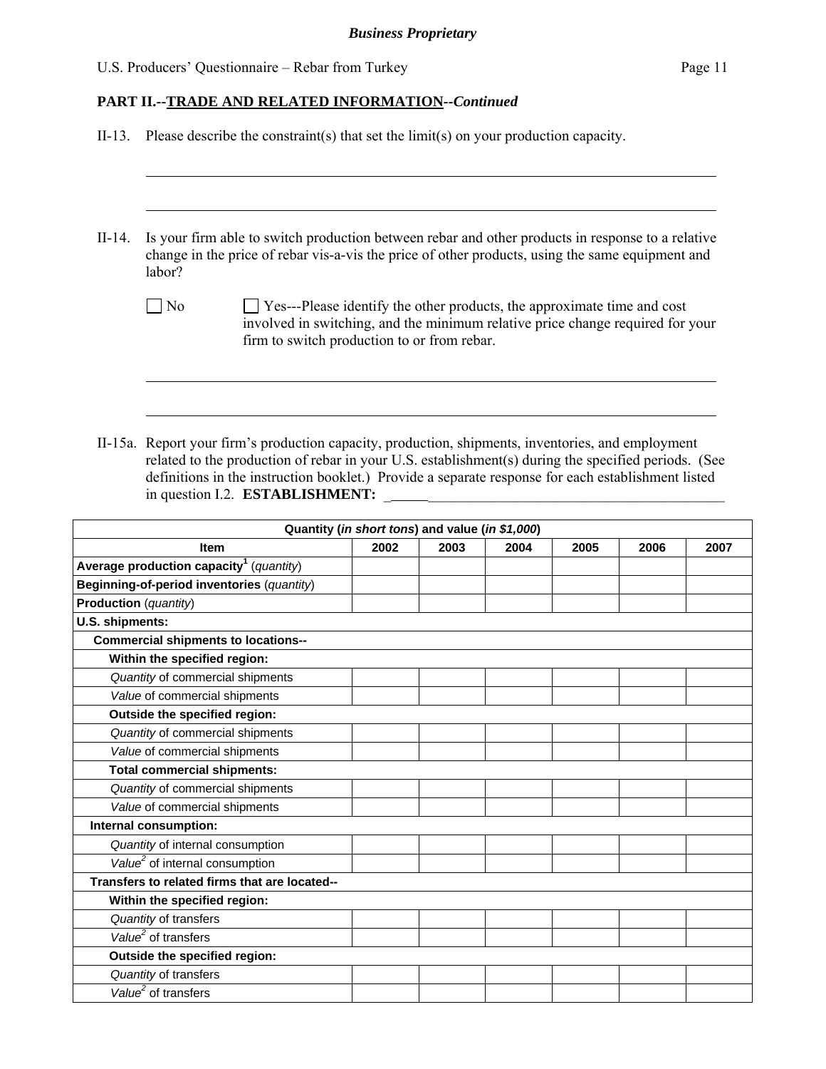**Business Proprietary**

## PART II.--TRADE AND RELATED INFORMATION--*Continued*

II-13. Please describe the constraint(s) that set the limit(s) on your production capacity.

______________________________________________________________________________

______________________________________________________________________________

II-14. Is your firm able to switch production between rebar and other products in response to a relative change in the price of rebar vis-a-vis the price of other products, using the same equipment and labor?

☐ No ☐ Yes---Please identify the other products, the approximate time and cost involved in switching, and the minimum relative price change required for your firm to switch production to or from rebar.

______________________________________________________________________________

______________________________________________________________________________

II-15a. Report your firm's production capacity, production, shipments, inventories, and employment related to the production of rebar in your U.S. establishment(s) during the specified periods. (See definitions in the instruction booklet.) Provide a separate response for each establishment listed in question I.2. **ESTABLISHMENT:** ______________________________________________

| Quantity (*in short tons*) and value (*in $1,000*) | | | | | | |
|---|---|---|---|---|---|---|
| **Item** | **2002** | **2003** | **2004** | **2005** | **2006** | **2007** |
| **Average production capacity**[1] (*quantity*) | | | | | | |
| **Beginning-of-period inventories** (*quantity*) | | | | | | |
| **Production** (*quantity*) | | | | | | |
| **U.S. shipments:** | | | | | | |
| **Commercial shipments to locations--** | | | | | | |
| **Within the specified region:** | | | | | | |
| *Quantity* of commercial shipments | | | | | | |
| *Value* of commercial shipments | | | | | | |
| **Outside the specified region:** | | | | | | |
| *Quantity* of commercial shipments | | | | | | |
| *Value* of commercial shipments | | | | | | |
| **Total commercial shipments:** | | | | | | |
| *Quantity* of commercial shipments | | | | | | |
| *Value* of commercial shipments | | | | | | |
| **Internal consumption:** | | | | | | |
| *Quantity* of internal consumption | | | | | | |
| *Value*[2] of internal consumption | | | | | | |
| **Transfers to related firms that are located--** | | | | | | |
| **Within the specified region:** | | | | | | |
| *Quantity* of transfers | | | | | | |
| *Value*[2] of transfers | | | | | | |
| **Outside the specified region:** | | | | | | |
| *Quantity* of transfers | | | | | | |
| *Value*[2] of transfers | | | | | | |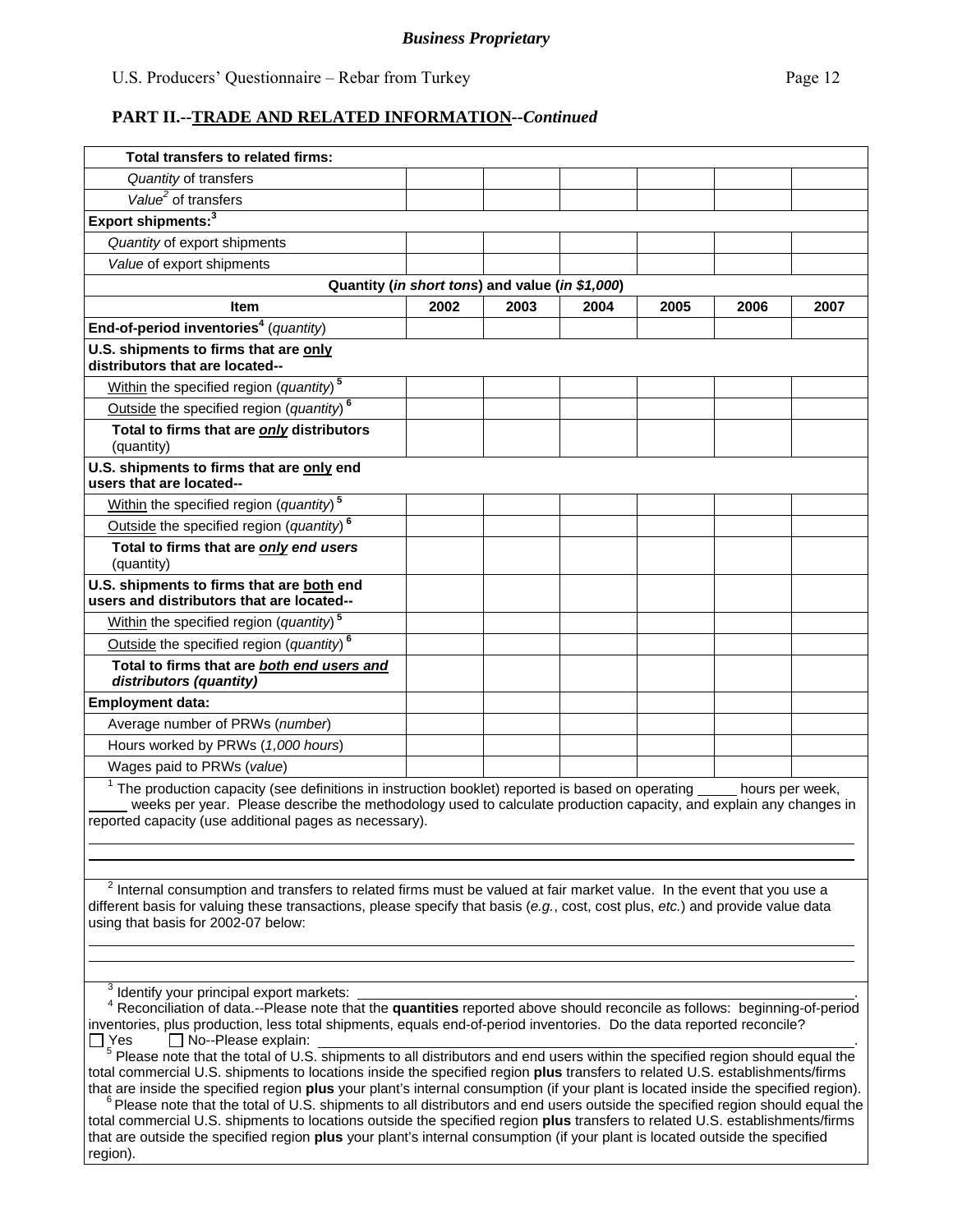*Business Proprietary*

## PART II.--TRADE AND RELATED INFORMATION--*Continued*

| Item | 2002 | 2003 | 2004 | 2005 | 2006 | 2007 |
|---|---|---|---|---|---|---|
| **Total transfers to related firms:** | | | | | | |
| *Quantity* of transfers | | | | | | |
| *Value*[2] of transfers | | | | | | |
| **Export shipments:**[3] | | | | | | |
| *Quantity* of export shipments | | | | | | |
| *Value* of export shipments | | | | | | |
| **Quantity (*in short tons*) and value (*in $1,000*)** | | | | | | |
| **Item** | **2002** | **2003** | **2004** | **2005** | **2006** | **2007** |
| **End-of-period inventories**[4] (*quantity*) | | | | | | |
| **U.S. shipments to firms that are only distributors that are located--** | | | | | | |
| Within the specified region (*quantity*)[5] | | | | | | |
| Outside the specified region (*quantity*)[6] | | | | | | |
| **Total to firms that are *only* distributors** (quantity) | | | | | | |
| **U.S. shipments to firms that are only end users that are located--** | | | | | | |
| Within the specified region (*quantity*)[5] | | | | | | |
| Outside the specified region (*quantity*)[6] | | | | | | |
| **Total to firms that are *only end users*** (quantity) | | | | | | |
| **U.S. shipments to firms that are both end users and distributors that are located--** | | | | | | |
| Within the specified region (*quantity*)[5] | | | | | | |
| Outside the specified region (*quantity*)[6] | | | | | | |
| **Total to firms that are *both end users and distributors (quantity)*** | | | | | | |
| **Employment data:** | | | | | | |
| Average number of PRWs (*number*) | | | | | | |
| Hours worked by PRWs (*1,000 hours*) | | | | | | |
| Wages paid to PRWs (*value*) | | | | | | |

[1] The production capacity (see definitions in instruction booklet) reported is based on operating _____ hours per week, _____ weeks per year. Please describe the methodology used to calculate production capacity, and explain any changes in reported capacity (use additional pages as necessary).

[2] Internal consumption and transfers to related firms must be valued at fair market value. In the event that you use a different basis for valuing these transactions, please specify that basis (*e.g.*, cost, cost plus, *etc.*) and provide value data using that basis for 2002-07 below:

[3] Identify your principal export markets: ______________________________.

[4] Reconciliation of data.--Please note that the **quantities** reported above should reconcile as follows: beginning-of-period inventories, plus production, less total shipments, equals end-of-period inventories. Do the data reported reconcile?
☐ Yes ☐ No--Please explain: ______________________________.

[5] Please note that the total of U.S. shipments to all distributors and end users within the specified region should equal the total commercial U.S. shipments to locations inside the specified region **plus** transfers to related U.S. establishments/firms that are inside the specified region **plus** your plant's internal consumption (if your plant is located inside the specified region).

[6] Please note that the total of U.S. shipments to all distributors and end users outside the specified region should equal the total commercial U.S. shipments to locations outside the specified region **plus** transfers to related U.S. establishments/firms that are outside the specified region **plus** your plant's internal consumption (if your plant is located outside the specified region).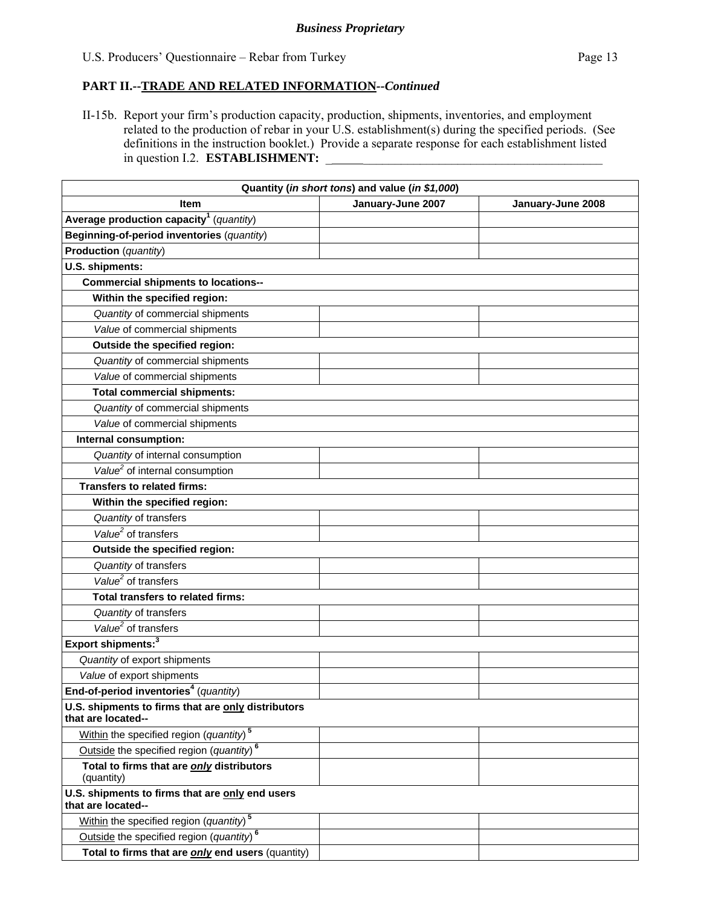*Business Proprietary*

U.S. Producers' Questionnaire – Rebar from Turkey

**PART II.--TRADE AND RELATED INFORMATION--*Continued***

II-15b. Report your firm's production capacity, production, shipments, inventories, and employment related to the production of rebar in your U.S. establishment(s) during the specified periods. (See definitions in the instruction booklet.) Provide a separate response for each establishment listed in question I.2. **ESTABLISHMENT:** ___________________________________________

| Quantity (*in short tons*) and value (*in $1,000*) | | |
|---|---|---|
| **Item** | **January-June 2007** | **January-June 2008** |
| **Average production capacity**[1] (*quantity*) | | |
| **Beginning-of-period inventories** (*quantity*) | | |
| **Production** (*quantity*) | | |
| **U.S. shipments:** | | |
| **Commercial shipments to locations--** | | |
| **Within the specified region:** | | |
| *Quantity* of commercial shipments | | |
| *Value* of commercial shipments | | |
| **Outside the specified region:** | | |
| *Quantity* of commercial shipments | | |
| *Value* of commercial shipments | | |
| **Total commercial shipments:** | | |
| *Quantity* of commercial shipments | | |
| *Value* of commercial shipments | | |
| **Internal consumption:** | | |
| *Quantity* of internal consumption | | |
| *Value*[2] of internal consumption | | |
| **Transfers to related firms:** | | |
| **Within the specified region:** | | |
| *Quantity* of transfers | | |
| *Value*[2] of transfers | | |
| **Outside the specified region:** | | |
| *Quantity* of transfers | | |
| *Value*[2] of transfers | | |
| **Total transfers to related firms:** | | |
| *Quantity* of transfers | | |
| *Value*[2] of transfers | | |
| **Export shipments:**[3] | | |
| *Quantity* of export shipments | | |
| *Value* of export shipments | | |
| **End-of-period inventories**[4] (*quantity*) | | |
| **U.S. shipments to firms that are only distributors that are located--** | | |
| Within the specified region (*quantity*)[5] | | |
| Outside the specified region (*quantity*)[6] | | |
| **Total to firms that are *only* distributors** (quantity) | | |
| **U.S. shipments to firms that are only end users that are located--** | | |
| Within the specified region (*quantity*)[5] | | |
| Outside the specified region (*quantity*)[6] | | |
| **Total to firms that are *only* end users** (quantity) | | |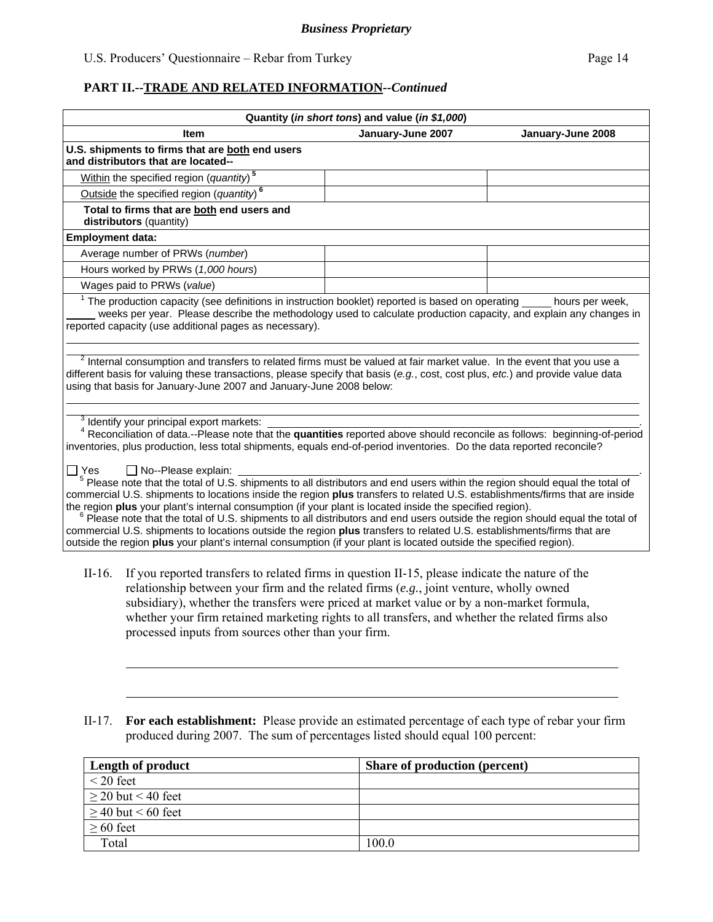**Business Proprietary**

## PART II.--TRADE AND RELATED INFORMATION--*Continued*

| Quantity (*in short tons*) and value (*in $1,000*) | | |
|---|---|---|
| **Item** | **January-June 2007** | **January-June 2008** |
| **U.S. shipments to firms that are both end users and distributors that are located--** | | |
| Within the specified region (*quantity*) [5] | | |
| Outside the specified region (*quantity*) [6] | | |
| **Total to firms that are both end users and distributors** (quantity) | | |
| **Employment data:** | | |
| Average number of PRWs (*number*) | | |
| Hours worked by PRWs (*1,000 hours*) | | |
| Wages paid to PRWs (*value*) | | |

[1] The production capacity (see definitions in instruction booklet) reported is based on operating _____ hours per week, _____ weeks per year. Please describe the methodology used to calculate production capacity, and explain any changes in reported capacity (use additional pages as necessary).

[2] Internal consumption and transfers to related firms must be valued at fair market value. In the event that you use a different basis for valuing these transactions, please specify that basis (*e.g.*, cost, cost plus, *etc.*) and provide value data using that basis for January-June 2007 and January-June 2008 below:

[3] Identify your principal export markets: ______________________________.

[4] Reconciliation of data.--Please note that the **quantities** reported above should reconcile as follows: beginning-of-period inventories, plus production, less total shipments, equals end-of-period inventories. Do the data reported reconcile?

☐ Yes ☐ No--Please explain: ______________________________.

[5] Please note that the total of U.S. shipments to all distributors and end users within the region should equal the total of commercial U.S. shipments to locations inside the region **plus** transfers to related U.S. establishments/firms that are inside the region **plus** your plant's internal consumption (if your plant is located inside the specified region).

[6] Please note that the total of U.S. shipments to all distributors and end users outside the region should equal the total of commercial U.S. shipments to locations outside the region **plus** transfers to related U.S. establishments/firms that are outside the region **plus** your plant's internal consumption (if your plant is located outside the specified region).

II-16. If you reported transfers to related firms in question II-15, please indicate the nature of the relationship between your firm and the related firms (*e.g.*, joint venture, wholly owned subsidiary), whether the transfers were priced at market value or by a non-market formula, whether your firm retained marketing rights to all transfers, and whether the related firms also processed inputs from sources other than your firm.

II-17. **For each establishment:** Please provide an estimated percentage of each type of rebar your firm produced during 2007. The sum of percentages listed should equal 100 percent:

| **Length of product** | **Share of production (percent)** |
|---|---|
| < 20 feet | |
| ≥ 20 but < 40 feet | |
| ≥ 40 but < 60 feet | |
| ≥ 60 feet | |
| Total | 100.0 |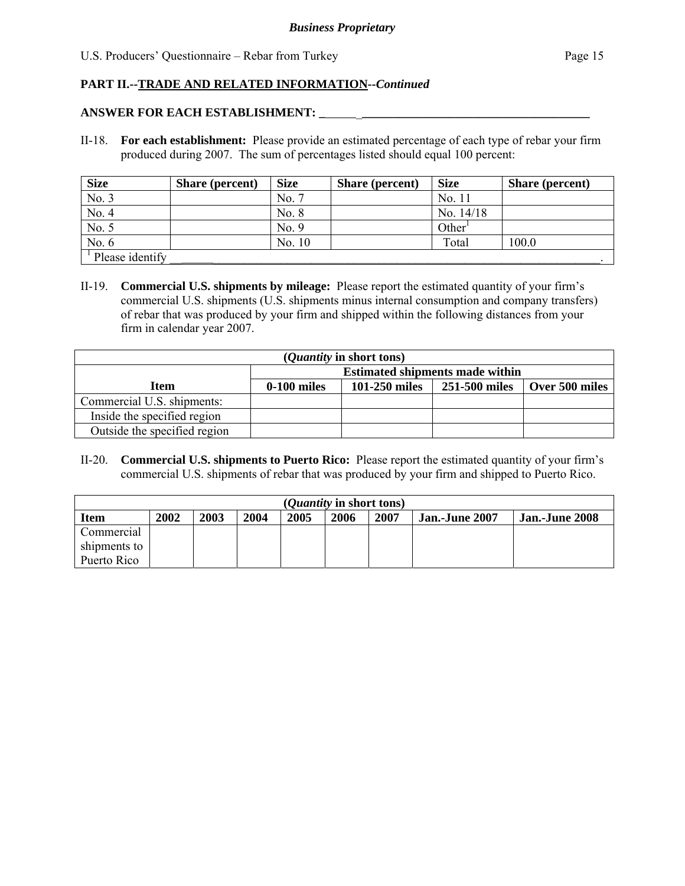**PART II.--TRADE AND RELATED INFORMATION--*Continued***

**ANSWER FOR EACH ESTABLISHMENT: ______________________________________________**

II-18. **For each establishment:** Please provide an estimated percentage of each type of rebar your firm produced during 2007. The sum of percentages listed should equal 100 percent:

| Size | Share (percent) | Size | Share (percent) | Size | Share (percent) |
|---|---|---|---|---|---|
| No. 3 | | No. 7 | | No. 11 | |
| No. 4 | | No. 8 | | No. 14/18 | |
| No. 5 | | No. 9 | | Other[1] | |
| No. 6 | | No. 10 | | Total | 100.0 |
| [1] Please identify ______________________________________________________________. | | | | | |

II-19. **Commercial U.S. shipments by mileage:** Please report the estimated quantity of your firm's commercial U.S. shipments (U.S. shipments minus internal consumption and company transfers) of rebar that was produced by your firm and shipped within the following distances from your firm in calendar year 2007.

| (*Quantity* in short tons) | | | | |
|---|---|---|---|---|
| | Estimated shipments made within | | | |
| Item | 0-100 miles | 101-250 miles | 251-500 miles | Over 500 miles |
| Commercial U.S. shipments: | | | | |
| Inside the specified region | | | | |
| Outside the specified region | | | | |

II-20. **Commercial U.S. shipments to Puerto Rico:** Please report the estimated quantity of your firm's commercial U.S. shipments of rebar that was produced by your firm and shipped to Puerto Rico.

| (*Quantity* in short tons) | | | | | | | | |
|---|---|---|---|---|---|---|---|---|
| Item | 2002 | 2003 | 2004 | 2005 | 2006 | 2007 | Jan.-June 2007 | Jan.-June 2008 |
| Commercial shipments to Puerto Rico | | | | | | | | |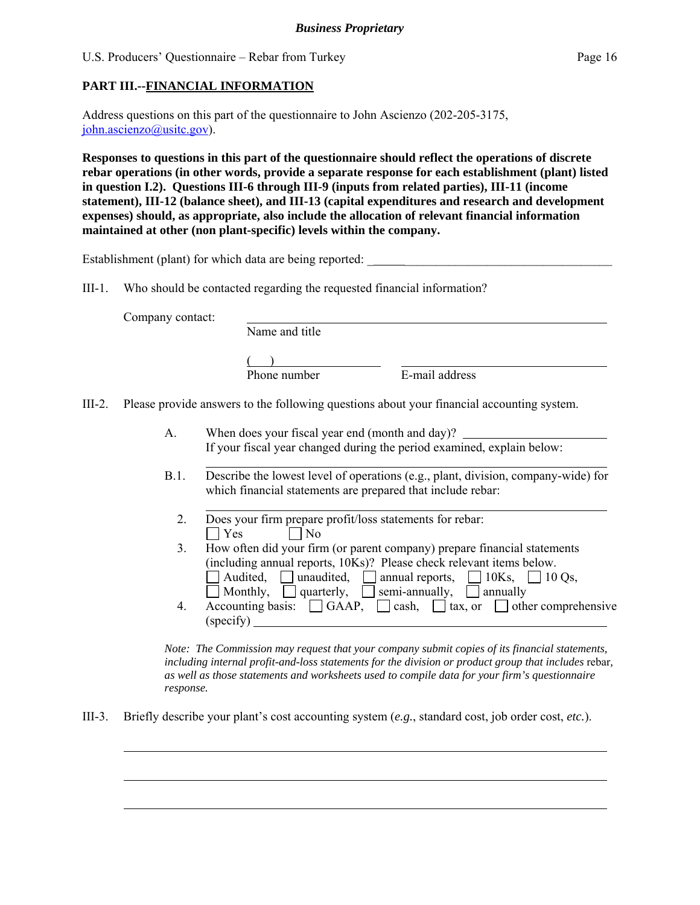## PART III.--FINANCIAL INFORMATION

Address questions on this part of the questionnaire to John Ascienzo (202-205-3175, john.ascienzo@usitc.gov).

**Responses to questions in this part of the questionnaire should reflect the operations of discrete rebar operations (in other words, provide a separate response for each establishment (plant) listed in question I.2). Questions III-6 through III-9 (inputs from related parties), III-11 (income statement), III-12 (balance sheet), and III-13 (capital expenditures and research and development expenses) should, as appropriate, also include the allocation of relevant financial information maintained at other (non plant-specific) levels within the company.**

Establishment (plant) for which data are being reported: ______________________________

III-1. Who should be contacted regarding the requested financial information?

Company contact: ______________________________
Name and title

( ) ______________ ______________________
Phone number E-mail address

III-2. Please provide answers to the following questions about your financial accounting system.

A. When does your fiscal year end (month and day)? ______________
If your fiscal year changed during the period examined, explain below:
______________________________

B.1. Describe the lowest level of operations (e.g., plant, division, company-wide) for which financial statements are prepared that include rebar:
______________________________

2. Does your firm prepare profit/loss statements for rebar:
☐ Yes ☐ No

3. How often did your firm (or parent company) prepare financial statements (including annual reports, 10Ks)? Please check relevant items below.
☐ Audited, ☐ unaudited, ☐ annual reports, ☐ 10Ks, ☐ 10 Qs,
☐ Monthly, ☐ quarterly, ☐ semi-annually, ☐ annually

4. Accounting basis: ☐ GAAP, ☐ cash, ☐ tax, or ☐ other comprehensive (specify) ______________________________

*Note: The Commission may request that your company submit copies of its financial statements, including internal profit-and-loss statements for the division or product group that includes* rebar, *as well as those statements and worksheets used to compile data for your firm's questionnaire response.*

III-3. Briefly describe your plant's cost accounting system (*e.g.*, standard cost, job order cost, *etc.*).

______________________________

______________________________

______________________________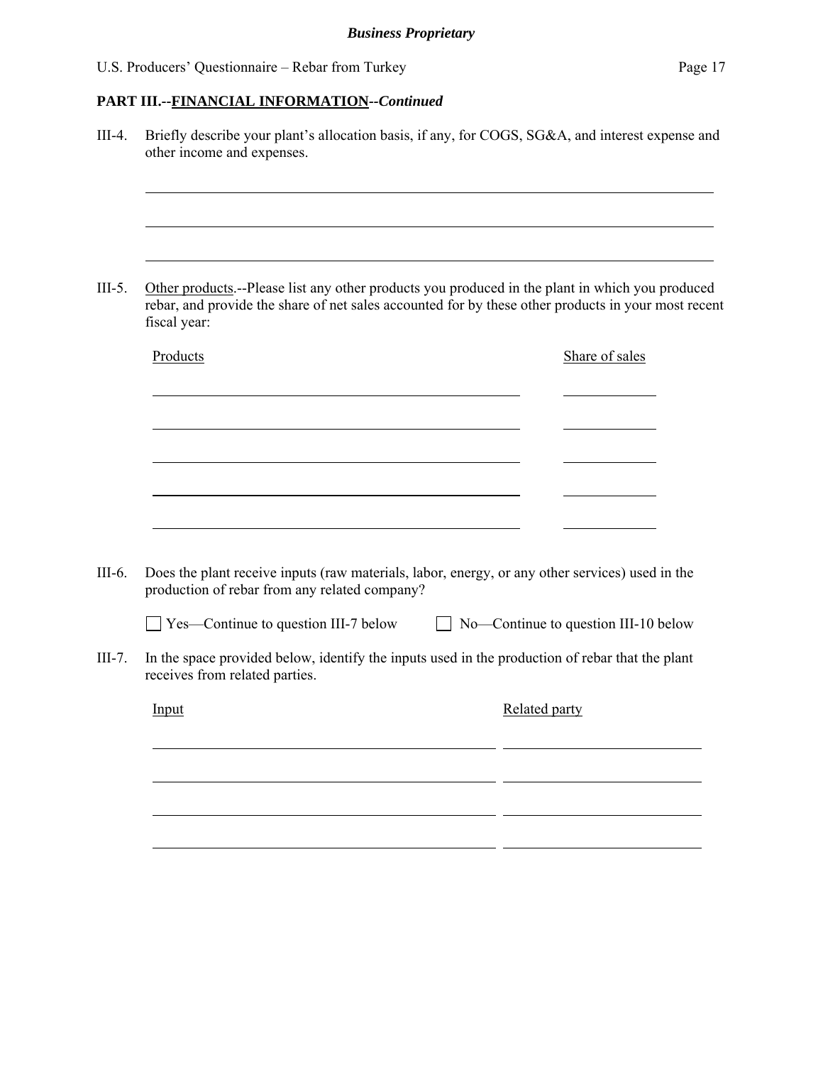## PART III.--FINANCIAL INFORMATION--*Continued*

III-4. Briefly describe your plant's allocation basis, if any, for COGS, SG&A, and interest expense and other income and expenses.

______________________________________________________________________________

______________________________________________________________________________

______________________________________________________________________________

III-5. Other products.--Please list any other products you produced in the plant in which you produced rebar, and provide the share of net sales accounted for by these other products in your most recent fiscal year:

| Products | Share of sales |
|---|---|
| | |
| | |
| | |
| | |
| | |

III-6. Does the plant receive inputs (raw materials, labor, energy, or any other services) used in the production of rebar from any related company?

☐ Yes—Continue to question III-7 below ☐ No—Continue to question III-10 below

III-7. In the space provided below, identify the inputs used in the production of rebar that the plant receives from related parties.

| Input | Related party |
|---|---|
| | |
| | |
| | |
| | |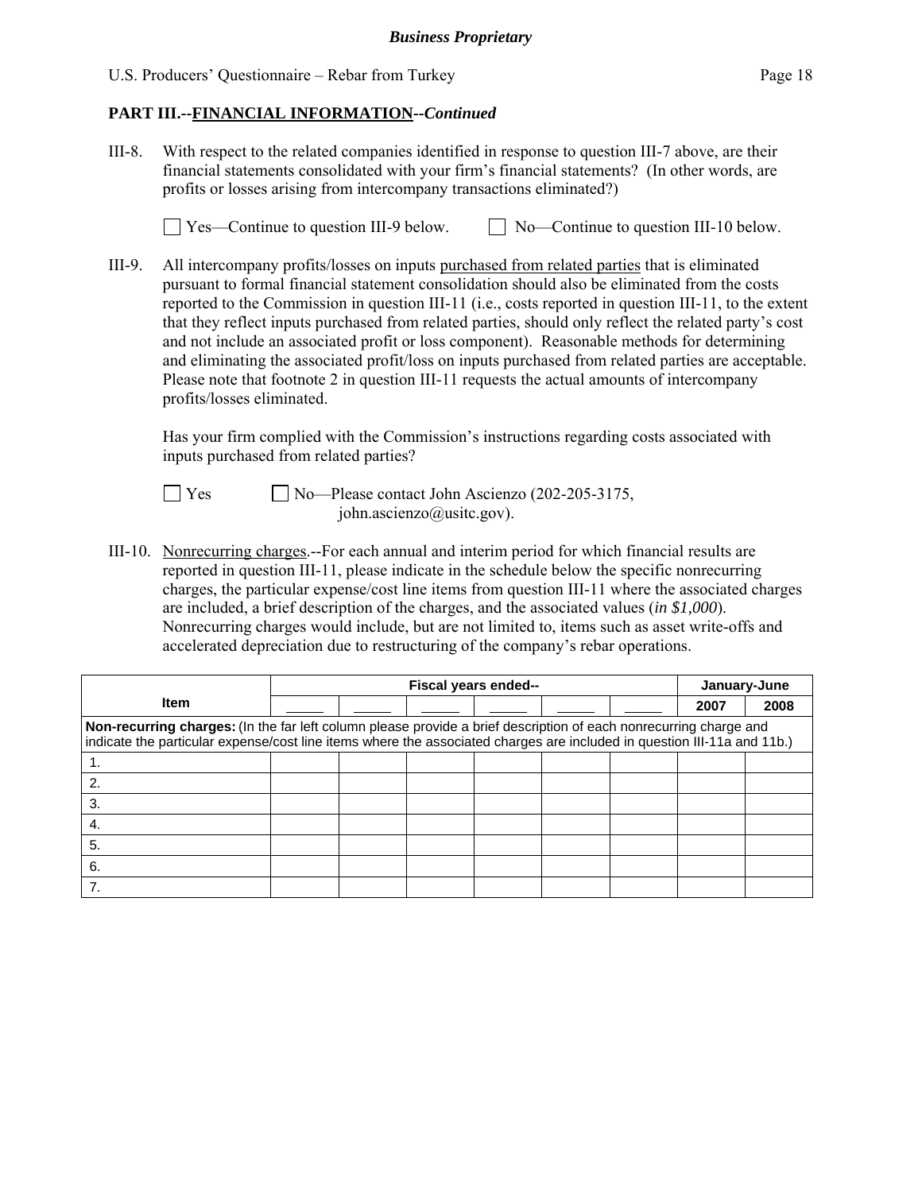*Business Proprietary*

**PART III.--FINANCIAL INFORMATION--*Continued***

III-8. With respect to the related companies identified in response to question III-7 above, are their financial statements consolidated with your firm's financial statements? (In other words, are profits or losses arising from intercompany transactions eliminated?)

☐ Yes—Continue to question III-9 below. ☐ No—Continue to question III-10 below.

III-9. All intercompany profits/losses on inputs purchased from related parties that is eliminated pursuant to formal financial statement consolidation should also be eliminated from the costs reported to the Commission in question III-11 (i.e., costs reported in question III-11, to the extent that they reflect inputs purchased from related parties, should only reflect the related party's cost and not include an associated profit or loss component). Reasonable methods for determining and eliminating the associated profit/loss on inputs purchased from related parties are acceptable. Please note that footnote 2 in question III-11 requests the actual amounts of intercompany profits/losses eliminated.

Has your firm complied with the Commission's instructions regarding costs associated with inputs purchased from related parties?

☐ Yes ☐ No—Please contact John Ascienzo (202-205-3175, john.ascienzo@usitc.gov).

III-10. Nonrecurring charges.--For each annual and interim period for which financial results are reported in question III-11, please indicate in the schedule below the specific nonrecurring charges, the particular expense/cost line items from question III-11 where the associated charges are included, a brief description of the charges, and the associated values (*in $1,000*). Nonrecurring charges would include, but are not limited to, items such as asset write-offs and accelerated depreciation due to restructuring of the company's rebar operations.

| Item | Fiscal years ended-- | | | | | | January-June | |
|---|---|---|---|---|---|---|---|---|
| | _____ | _____ | _____ | _____ | _____ | _____ | 2007 | 2008 |
| **Non-recurring charges:** (In the far left column please provide a brief description of each nonrecurring charge and indicate the particular expense/cost line items where the associated charges are included in question III-11a and 11b.) | | | | | | | | |
| 1. | | | | | | | | |
| 2. | | | | | | | | |
| 3. | | | | | | | | |
| 4. | | | | | | | | |
| 5. | | | | | | | | |
| 6. | | | | | | | | |
| 7. | | | | | | | | |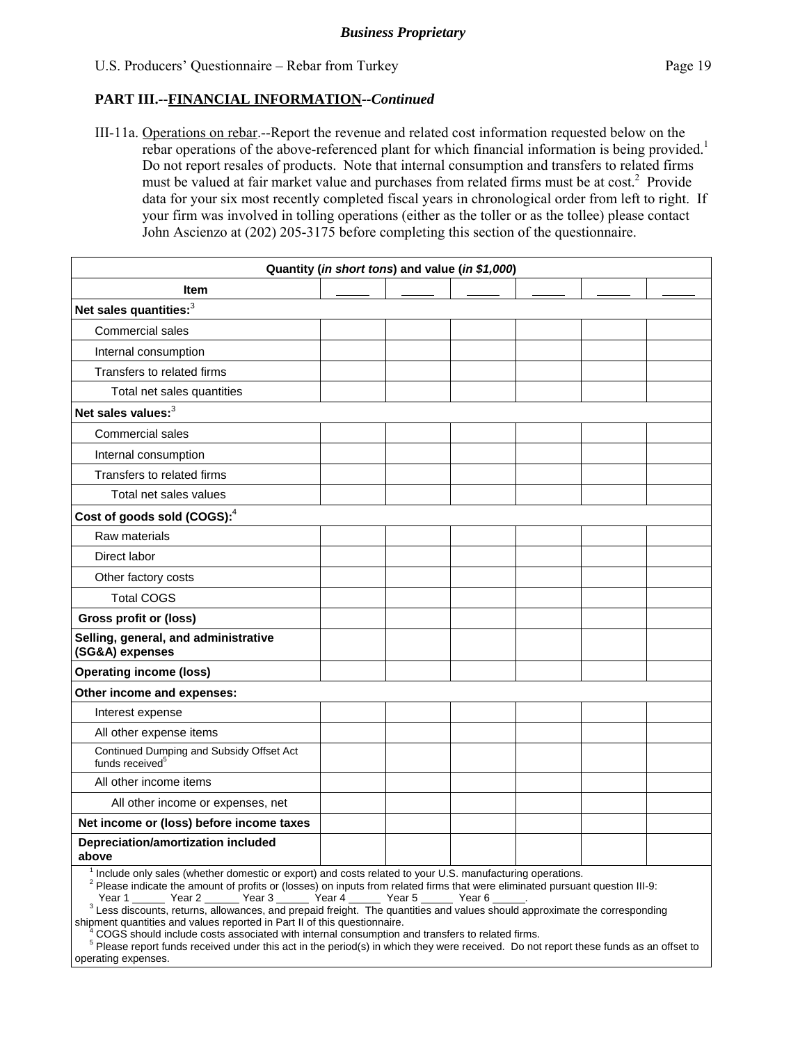**PART III.--FINANCIAL INFORMATION--*Continued***

III-11a. Operations on rebar.--Report the revenue and related cost information requested below on the rebar operations of the above-referenced plant for which financial information is being provided.[1] Do not report resales of products. Note that internal consumption and transfers to related firms must be valued at fair market value and purchases from related firms must be at cost.[2] Provide data for your six most recently completed fiscal years in chronological order from left to right. If your firm was involved in tolling operations (either as the toller or as the tollee) please contact John Ascienzo at (202) 205-3175 before completing this section of the questionnaire.

| Quantity (*in short tons*) and value (*in $1,000*) | | | | | | |
|---|---|---|---|---|---|---|
| **Item** | _____ | _____ | _____ | _____ | _____ | _____ |
| **Net sales quantities:**[3] | | | | | | |
| Commercial sales | | | | | | |
| Internal consumption | | | | | | |
| Transfers to related firms | | | | | | |
| Total net sales quantities | | | | | | |
| **Net sales values:**[3] | | | | | | |
| Commercial sales | | | | | | |
| Internal consumption | | | | | | |
| Transfers to related firms | | | | | | |
| Total net sales values | | | | | | |
| **Cost of goods sold (COGS):**[4] | | | | | | |
| Raw materials | | | | | | |
| Direct labor | | | | | | |
| Other factory costs | | | | | | |
| Total COGS | | | | | | |
| **Gross profit or (loss)** | | | | | | |
| **Selling, general, and administrative (SG&A) expenses** | | | | | | |
| **Operating income (loss)** | | | | | | |
| **Other income and expenses:** | | | | | | |
| Interest expense | | | | | | |
| All other expense items | | | | | | |
| Continued Dumping and Subsidy Offset Act funds received[5] | | | | | | |
| All other income items | | | | | | |
| All other income or expenses, net | | | | | | |
| **Net income or (loss) before income taxes** | | | | | | |
| **Depreciation/amortization included above** | | | | | | |

[1] Include only sales (whether domestic or export) and costs related to your U.S. manufacturing operations.
[2] Please indicate the amount of profits or (losses) on inputs from related firms that were eliminated pursuant question III-9: Year 1 _____ Year 2 _____ Year 3 _____ Year 4 _____ Year 5 _____ Year 6 _____.
[3] Less discounts, returns, allowances, and prepaid freight. The quantities and values should approximate the corresponding shipment quantities and values reported in Part II of this questionnaire.
[4] COGS should include costs associated with internal consumption and transfers to related firms.
[5] Please report funds received under this act in the period(s) in which they were received. Do not report these funds as an offset to operating expenses.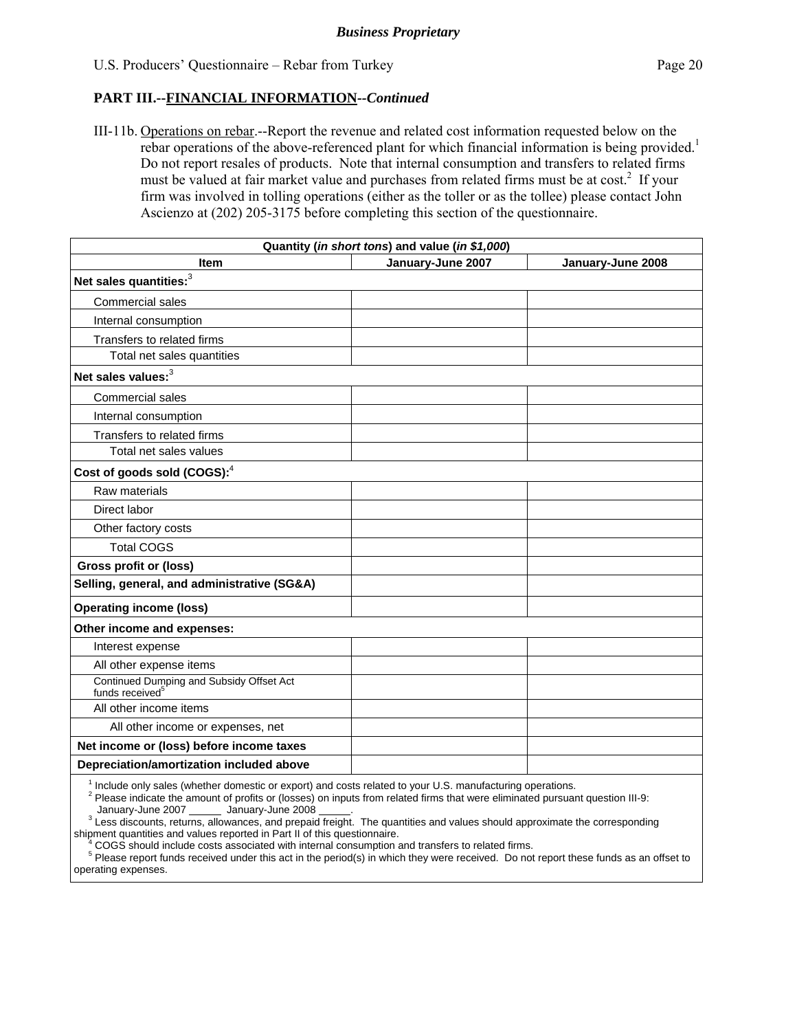**Business Proprietary**

## PART III.--FINANCIAL INFORMATION--*Continued*

III-11b. Operations on rebar.--Report the revenue and related cost information requested below on the rebar operations of the above-referenced plant for which financial information is being provided.[1] Do not report resales of products. Note that internal consumption and transfers to related firms must be valued at fair market value and purchases from related firms must be at cost.[2] If your firm was involved in tolling operations (either as the toller or as the tollee) please contact John Ascienzo at (202) 205-3175 before completing this section of the questionnaire.

| Quantity (*in short tons*) and value (*in $1,000*) | | |
|---|---|---|
| **Item** | **January-June 2007** | **January-June 2008** |
| **Net sales quantities:**[3] | | |
| Commercial sales | | |
| Internal consumption | | |
| Transfers to related firms | | |
| Total net sales quantities | | |
| **Net sales values:**[3] | | |
| Commercial sales | | |
| Internal consumption | | |
| Transfers to related firms | | |
| Total net sales values | | |
| **Cost of goods sold (COGS):**[4] | | |
| Raw materials | | |
| Direct labor | | |
| Other factory costs | | |
| Total COGS | | |
| **Gross profit or (loss)** | | |
| **Selling, general, and administrative (SG&A)** | | |
| **Operating income (loss)** | | |
| **Other income and expenses:** | | |
| Interest expense | | |
| All other expense items | | |
| Continued Dumping and Subsidy Offset Act funds received[5] | | |
| All other income items | | |
| All other income or expenses, net | | |
| **Net income or (loss) before income taxes** | | |
| **Depreciation/amortization included above** | | |

[1] Include only sales (whether domestic or export) and costs related to your U.S. manufacturing operations.
[2] Please indicate the amount of profits or (losses) on inputs from related firms that were eliminated pursuant question III-9: January-June 2007 ______ January-June 2008 ______.
[3] Less discounts, returns, allowances, and prepaid freight. The quantities and values should approximate the corresponding shipment quantities and values reported in Part II of this questionnaire.
[4] COGS should include costs associated with internal consumption and transfers to related firms.
[5] Please report funds received under this act in the period(s) in which they were received. Do not report these funds as an offset to operating expenses.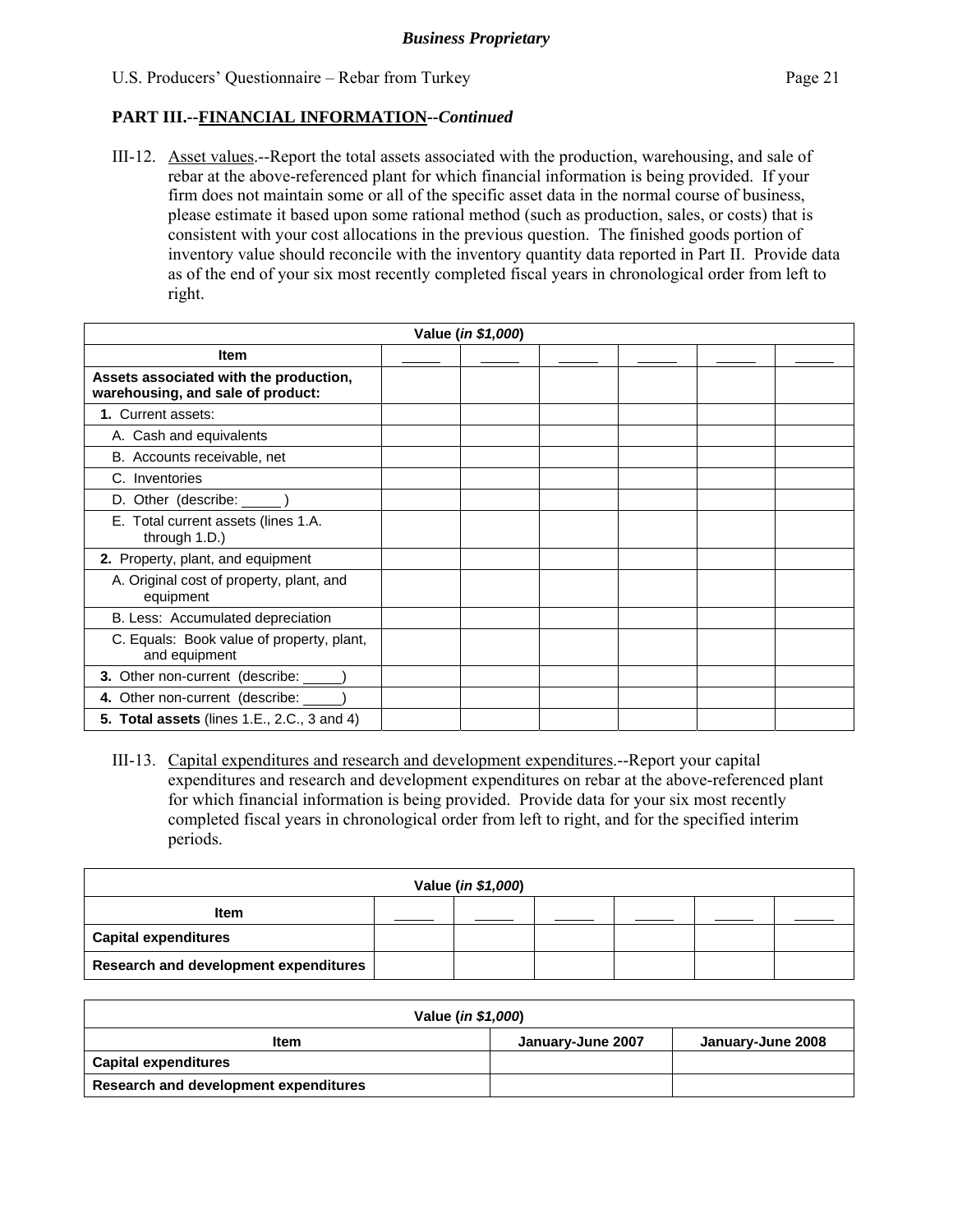*Business Proprietary*

U.S. Producers' Questionnaire – Rebar from Turkey

## PART III.--FINANCIAL INFORMATION--*Continued*

III-12. Asset values.--Report the total assets associated with the production, warehousing, and sale of rebar at the above-referenced plant for which financial information is being provided. If your firm does not maintain some or all of the specific asset data in the normal course of business, please estimate it based upon some rational method (such as production, sales, or costs) that is consistent with your cost allocations in the previous question. The finished goods portion of inventory value should reconcile with the inventory quantity data reported in Part II. Provide data as of the end of your six most recently completed fiscal years in chronological order from left to right.

| Value (*in $1,000*) | | | | | | |
|---|---|---|---|---|---|---|
| **Item** | _____ | _____ | _____ | _____ | _____ | _____ |
| **Assets associated with the production, warehousing, and sale of product:** | | | | | | |
| **1.** Current assets: | | | | | | |
| A. Cash and equivalents | | | | | | |
| B. Accounts receivable, net | | | | | | |
| C. Inventories | | | | | | |
| D. Other (describe: _____ ) | | | | | | |
| E. Total current assets (lines 1.A. through 1.D.) | | | | | | |
| **2.** Property, plant, and equipment | | | | | | |
| A. Original cost of property, plant, and equipment | | | | | | |
| B. Less: Accumulated depreciation | | | | | | |
| C. Equals: Book value of property, plant, and equipment | | | | | | |
| **3.** Other non-current (describe: _____) | | | | | | |
| **4.** Other non-current (describe: _____) | | | | | | |
| **5. Total assets** (lines 1.E., 2.C., 3 and 4) | | | | | | |

III-13. Capital expenditures and research and development expenditures.--Report your capital expenditures and research and development expenditures on rebar at the above-referenced plant for which financial information is being provided. Provide data for your six most recently completed fiscal years in chronological order from left to right, and for the specified interim periods.

| Value (*in $1,000*) | | | | | | |
|---|---|---|---|---|---|---|
| **Item** | _____ | _____ | _____ | _____ | _____ | _____ |
| **Capital expenditures** | | | | | | |
| **Research and development expenditures** | | | | | | |

| Value (*in $1,000*) | | |
|---|---|---|
| **Item** | **January-June 2007** | **January-June 2008** |
| **Capital expenditures** | | |
| **Research and development expenditures** | | |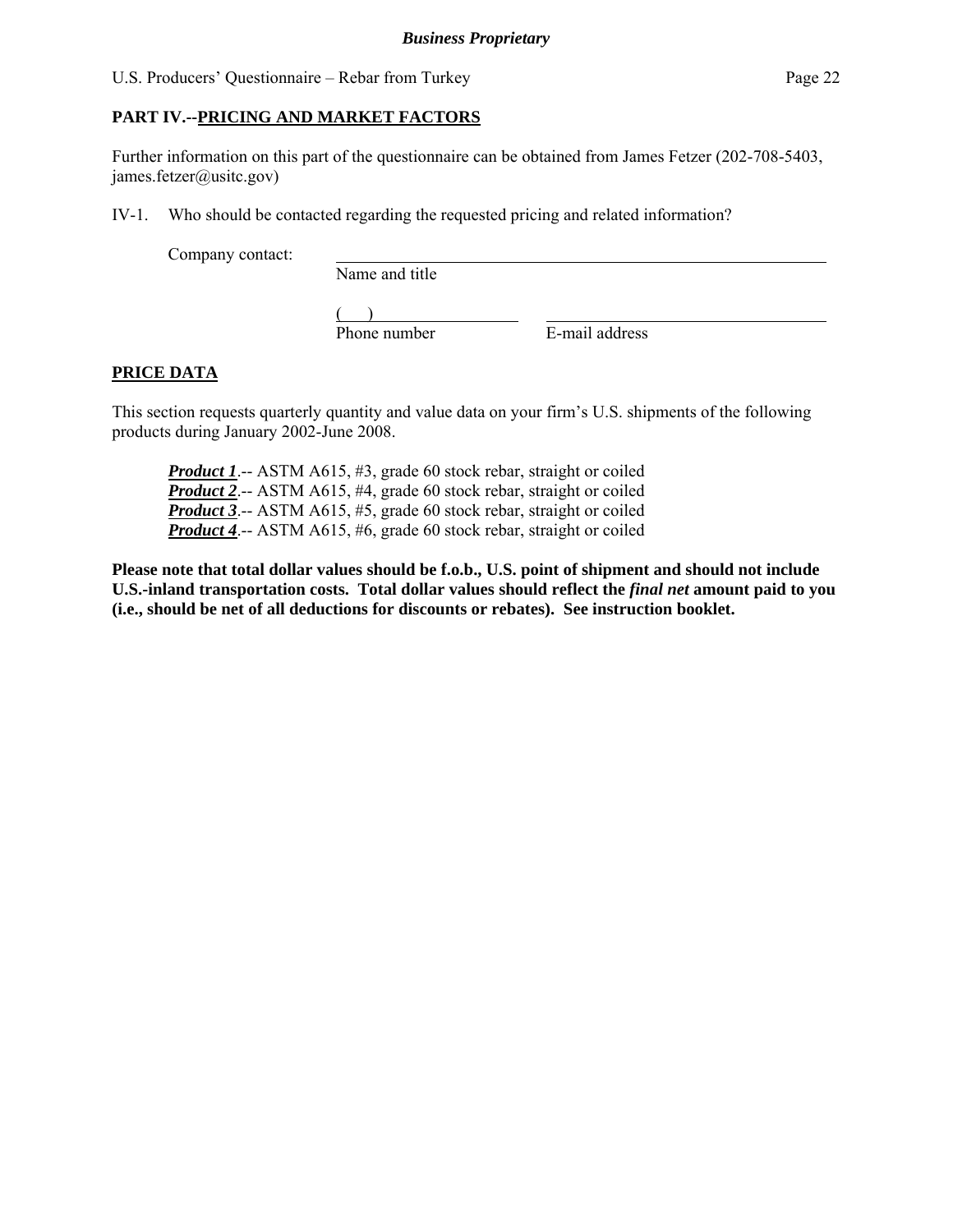## PART IV.--PRICING AND MARKET FACTORS

Further information on this part of the questionnaire can be obtained from James Fetzer (202-708-5403, james.fetzer@usitc.gov)

IV-1. Who should be contacted regarding the requested pricing and related information?

Company contact: ______________________________________________
Name and title

(    ) __________________ ______________________________
Phone number E-mail address

### PRICE DATA

This section requests quarterly quantity and value data on your firm's U.S. shipments of the following products during January 2002-June 2008.

***Product 1***.-- ASTM A615, #3, grade 60 stock rebar, straight or coiled
***Product 2***.-- ASTM A615, #4, grade 60 stock rebar, straight or coiled
***Product 3***.-- ASTM A615, #5, grade 60 stock rebar, straight or coiled
***Product 4***.-- ASTM A615, #6, grade 60 stock rebar, straight or coiled

**Please note that total dollar values should be f.o.b., U.S. point of shipment and should not include U.S.-inland transportation costs. Total dollar values should reflect the *final net* amount paid to you (i.e., should be net of all deductions for discounts or rebates). See instruction booklet.**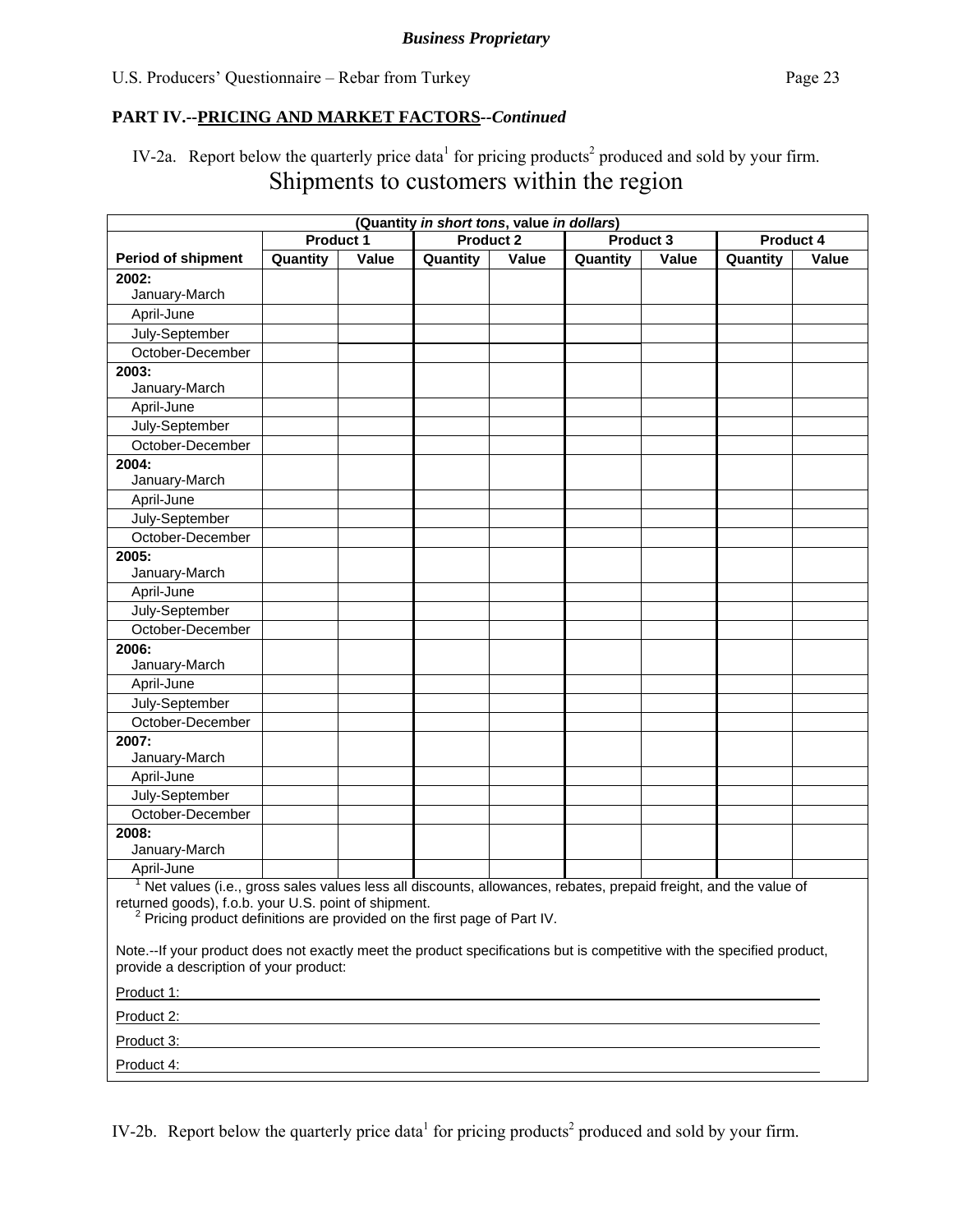*Business Proprietary*

**PART IV.--PRICING AND MARKET FACTORS--*Continued***

IV-2a. Report below the quarterly price data[1] for pricing products[2] produced and sold by your firm.

## Shipments to customers within the region

| (Quantity *in short tons*, value *in dollars*) | | | | | | | | |
|---|---|---|---|---|---|---|---|---|
| | Product 1 | | Product 2 | | Product 3 | | Product 4 | |
| **Period of shipment** | **Quantity** | **Value** | **Quantity** | **Value** | **Quantity** | **Value** | **Quantity** | **Value** |
| **2002:** January-March | | | | | | | | |
| April-June | | | | | | | | |
| July-September | | | | | | | | |
| October-December | | | | | | | | |
| **2003:** January-March | | | | | | | | |
| April-June | | | | | | | | |
| July-September | | | | | | | | |
| October-December | | | | | | | | |
| **2004:** January-March | | | | | | | | |
| April-June | | | | | | | | |
| July-September | | | | | | | | |
| October-December | | | | | | | | |
| **2005:** January-March | | | | | | | | |
| April-June | | | | | | | | |
| July-September | | | | | | | | |
| October-December | | | | | | | | |
| **2006:** January-March | | | | | | | | |
| April-June | | | | | | | | |
| July-September | | | | | | | | |
| October-December | | | | | | | | |
| **2007:** January-March | | | | | | | | |
| April-June | | | | | | | | |
| July-September | | | | | | | | |
| October-December | | | | | | | | |
| **2008:** January-March | | | | | | | | |
| April-June | | | | | | | | |

[1] Net values (i.e., gross sales values less all discounts, allowances, rebates, prepaid freight, and the value of returned goods), f.o.b. your U.S. point of shipment.

[2] Pricing product definitions are provided on the first page of Part IV.

Note.--If your product does not exactly meet the product specifications but is competitive with the specified product, provide a description of your product:

Product 1: \_\_\_\_\_\_\_\_\_\_\_\_\_\_\_\_\_\_\_\_\_\_\_\_\_\_\_\_\_\_\_\_\_\_\_\_\_\_\_\_

Product 2: \_\_\_\_\_\_\_\_\_\_\_\_\_\_\_\_\_\_\_\_\_\_\_\_\_\_\_\_\_\_\_\_\_\_\_\_\_\_\_\_

Product 3: \_\_\_\_\_\_\_\_\_\_\_\_\_\_\_\_\_\_\_\_\_\_\_\_\_\_\_\_\_\_\_\_\_\_\_\_\_\_\_\_

Product 4: \_\_\_\_\_\_\_\_\_\_\_\_\_\_\_\_\_\_\_\_\_\_\_\_\_\_\_\_\_\_\_\_\_\_\_\_\_\_\_\_

IV-2b. Report below the quarterly price data[1] for pricing products[2] produced and sold by your firm.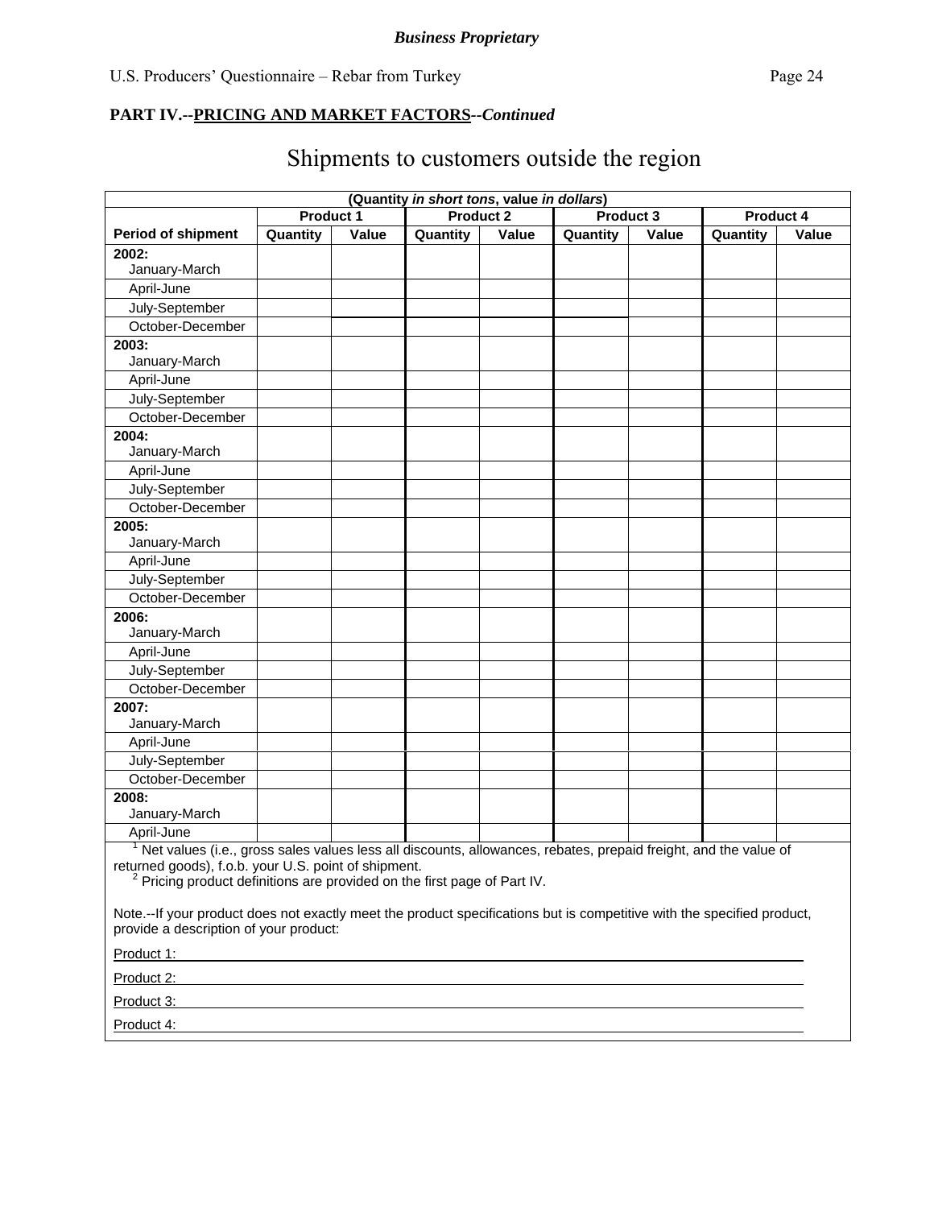**PART IV.--PRICING AND MARKET FACTORS--*Continued***

# Shipments to customers outside the region

| (Quantity *in short tons*, value *in dollars*) | | | | | | | | |
|---|---|---|---|---|---|---|---|---|
| | Product 1 | | Product 2 | | Product 3 | | Product 4 | |
| **Period of shipment** | **Quantity** | **Value** | **Quantity** | **Value** | **Quantity** | **Value** | **Quantity** | **Value** |
| **2002:** January-March | | | | | | | | |
| April-June | | | | | | | | |
| July-September | | | | | | | | |
| October-December | | | | | | | | |
| **2003:** January-March | | | | | | | | |
| April-June | | | | | | | | |
| July-September | | | | | | | | |
| October-December | | | | | | | | |
| **2004:** January-March | | | | | | | | |
| April-June | | | | | | | | |
| July-September | | | | | | | | |
| October-December | | | | | | | | |
| **2005:** January-March | | | | | | | | |
| April-June | | | | | | | | |
| July-September | | | | | | | | |
| October-December | | | | | | | | |
| **2006:** January-March | | | | | | | | |
| April-June | | | | | | | | |
| July-September | | | | | | | | |
| October-December | | | | | | | | |
| **2007:** January-March | | | | | | | | |
| April-June | | | | | | | | |
| July-September | | | | | | | | |
| October-December | | | | | | | | |
| **2008:** January-March | | | | | | | | |
| April-June | | | | | | | | |

[1] Net values (i.e., gross sales values less all discounts, allowances, rebates, prepaid freight, and the value of returned goods), f.o.b. your U.S. point of shipment.
[2] Pricing product definitions are provided on the first page of Part IV.

Note.--If your product does not exactly meet the product specifications but is competitive with the specified product, provide a description of your product:

Product 1: ______________________________

Product 2: ______________________________

Product 3: ______________________________

Product 4: ______________________________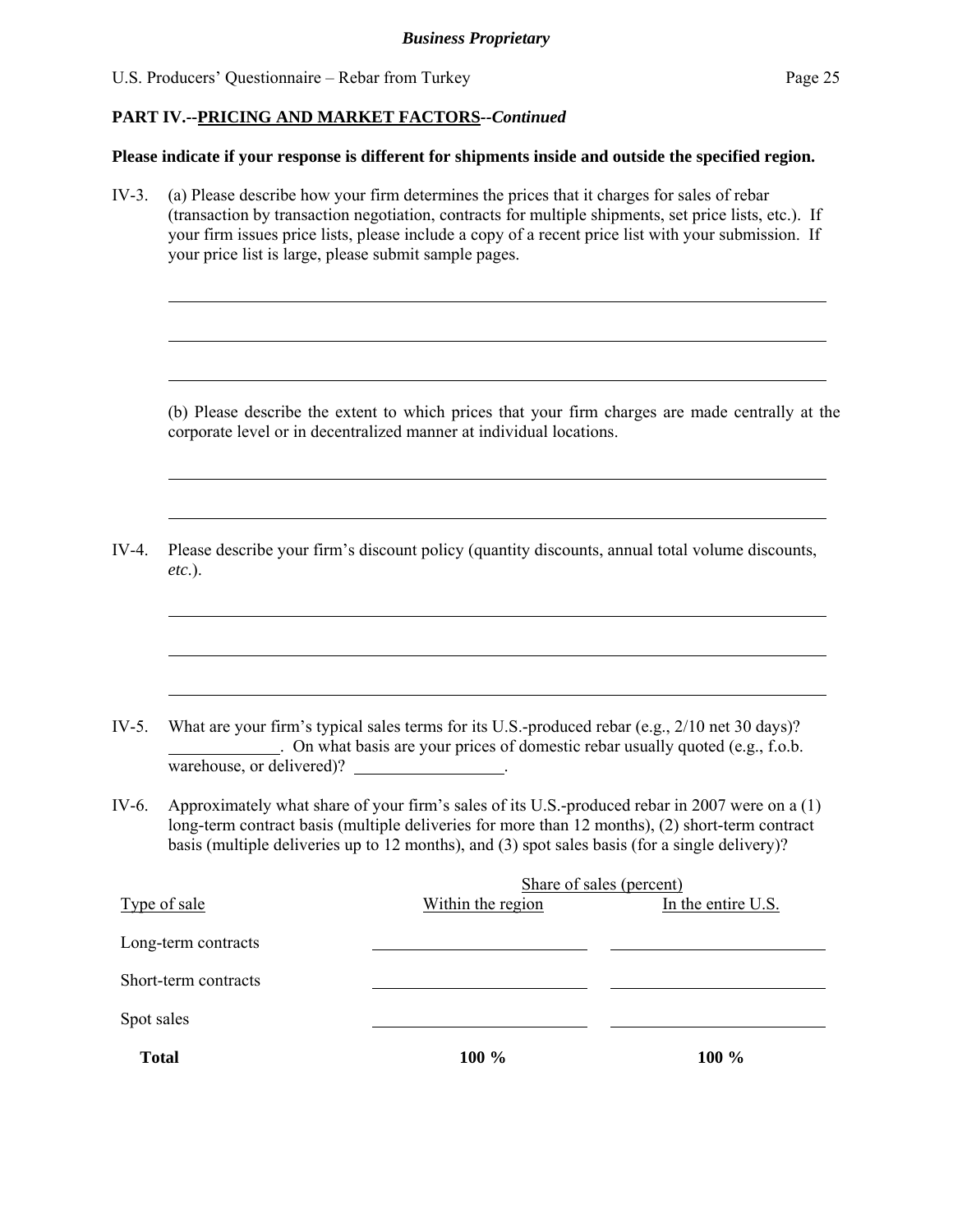**PART IV.--PRICING AND MARKET FACTORS--*Continued***

**Please indicate if your response is different for shipments inside and outside the specified region.**

IV-3. (a) Please describe how your firm determines the prices that it charges for sales of rebar (transaction by transaction negotiation, contracts for multiple shipments, set price lists, etc.). If your firm issues price lists, please include a copy of a recent price list with your submission. If your price list is large, please submit sample pages.

______________________________________________________________________

______________________________________________________________________

______________________________________________________________________

(b) Please describe the extent to which prices that your firm charges are made centrally at the corporate level or in decentralized manner at individual locations.

______________________________________________________________________

______________________________________________________________________

IV-4. Please describe your firm's discount policy (quantity discounts, annual total volume discounts, *etc*.).

______________________________________________________________________

______________________________________________________________________

______________________________________________________________________

IV-5. What are your firm's typical sales terms for its U.S.-produced rebar (e.g., 2/10 net 30 days)? ____________. On what basis are your prices of domestic rebar usually quoted (e.g., f.o.b. warehouse, or delivered)? ________________.

IV-6. Approximately what share of your firm's sales of its U.S.-produced rebar in 2007 were on a (1) long-term contract basis (multiple deliveries for more than 12 months), (2) short-term contract basis (multiple deliveries up to 12 months), and (3) spot sales basis (for a single delivery)?

| Type of sale | Share of sales (percent) Within the region | Share of sales (percent) In the entire U.S. |
|---|---|---|
| Long-term contracts | | |
| Short-term contracts | | |
| Spot sales | | |
| **Total** | **100 %** | **100 %** |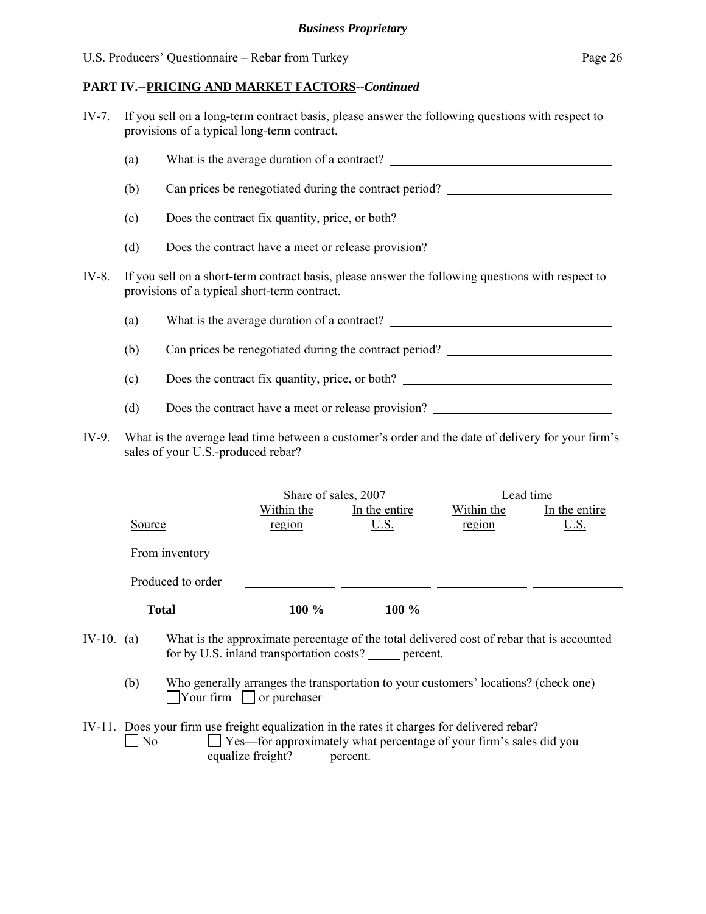## PART IV.--PRICING AND MARKET FACTORS--*Continued*

IV-7. If you sell on a long-term contract basis, please answer the following questions with respect to provisions of a typical long-term contract.

(a) What is the average duration of a contract? ______________________

(b) Can prices be renegotiated during the contract period? ______________________

(c) Does the contract fix quantity, price, or both? ______________________

(d) Does the contract have a meet or release provision? ______________________

IV-8. If you sell on a short-term contract basis, please answer the following questions with respect to provisions of a typical short-term contract.

(a) What is the average duration of a contract? ______________________

(b) Can prices be renegotiated during the contract period? ______________________

(c) Does the contract fix quantity, price, or both? ______________________

(d) Does the contract have a meet or release provision? ______________________

IV-9. What is the average lead time between a customer's order and the date of delivery for your firm's sales of your U.S.-produced rebar?

| | Share of sales, 2007 | | Lead time | |
|---|---|---|---|---|
| Source | Within the region | In the entire U.S. | Within the region | In the entire U.S. |
| From inventory | | | | |
| Produced to order | | | | |
| **Total** | **100 %** | **100 %** | | |

IV-10. (a) What is the approximate percentage of the total delivered cost of rebar that is accounted for by U.S. inland transportation costs? _____ percent.

(b) Who generally arranges the transportation to your customers' locations? (check one)
☐ Your firm ☐ or purchaser

IV-11. Does your firm use freight equalization in the rates it charges for delivered rebar?
☐ No ☐ Yes—for approximately what percentage of your firm's sales did you equalize freight? _____ percent.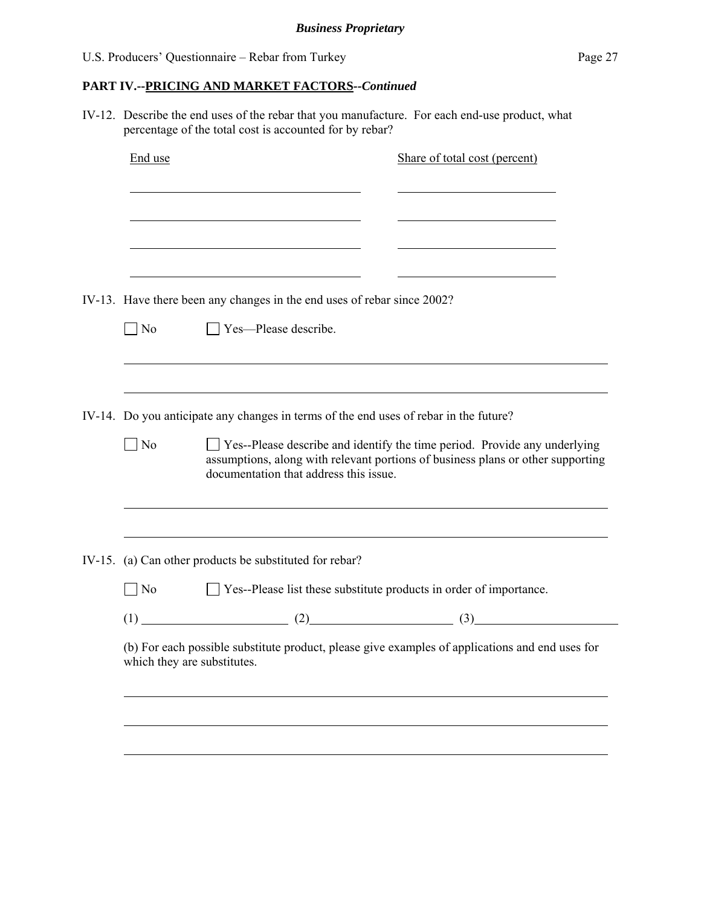## PART IV.--PRICING AND MARKET FACTORS--*Continued*

IV-12. Describe the end uses of the rebar that you manufacture. For each end-use product, what percentage of the total cost is accounted for by rebar?

| End use | Share of total cost (percent) |
| --- | --- |
| | |
| | |
| | |
| | |

IV-13. Have there been any changes in the end uses of rebar since 2002?

☐ No ☐ Yes—Please describe.

______________________________________________________________________

______________________________________________________________________

IV-14. Do you anticipate any changes in terms of the end uses of rebar in the future?

☐ No ☐ Yes--Please describe and identify the time period. Provide any underlying assumptions, along with relevant portions of business plans or other supporting documentation that address this issue.

______________________________________________________________________

______________________________________________________________________

IV-15. (a) Can other products be substituted for rebar?

☐ No ☐ Yes--Please list these substitute products in order of importance.

(1) ____________________ (2) ____________________ (3) ____________________

(b) For each possible substitute product, please give examples of applications and end uses for which they are substitutes.

______________________________________________________________________

______________________________________________________________________

______________________________________________________________________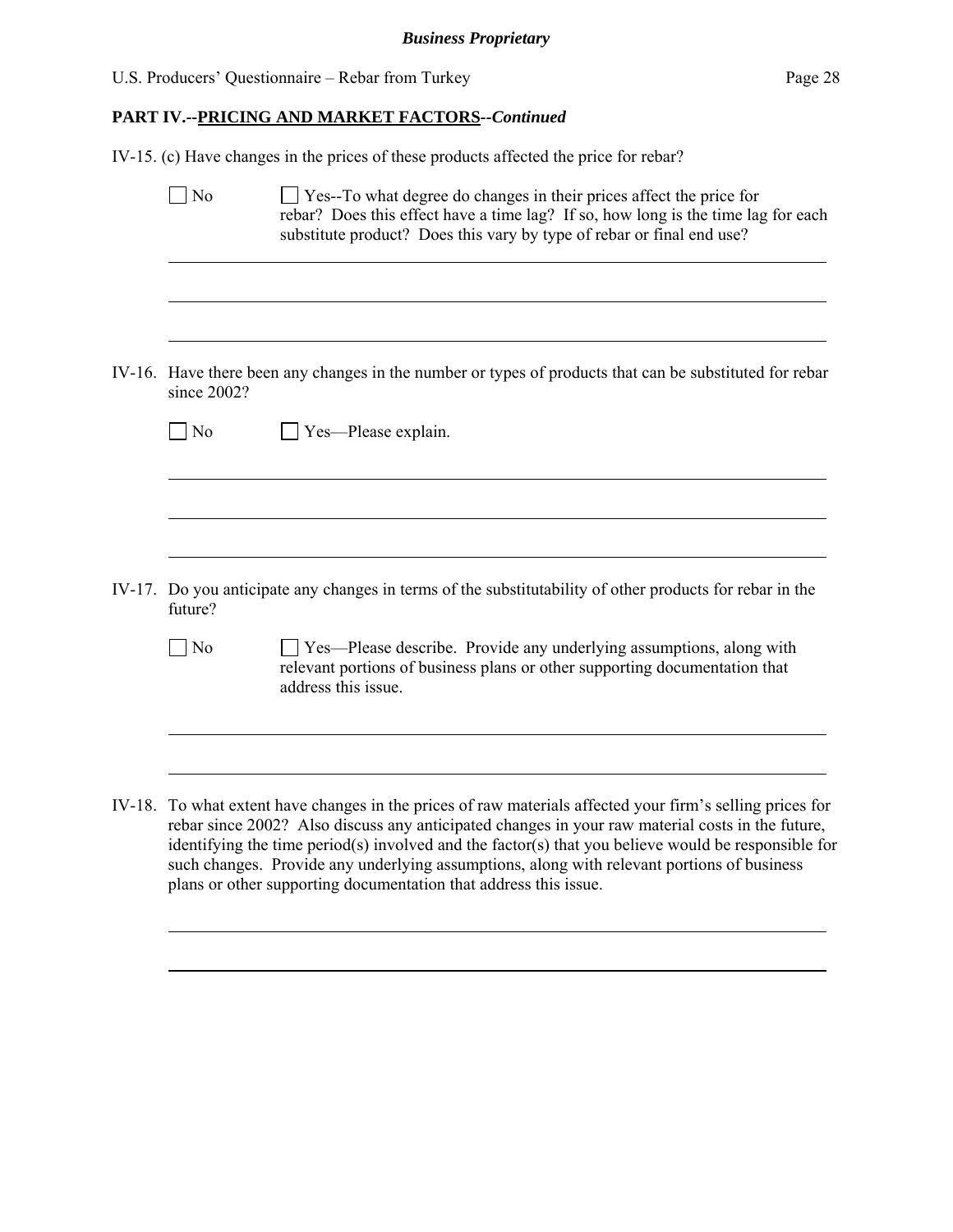## PART IV.--PRICING AND MARKET FACTORS--*Continued*

IV-15. (c) Have changes in the prices of these products affected the price for rebar?

☐ No ☐ Yes--To what degree do changes in their prices affect the price for rebar? Does this effect have a time lag? If so, how long is the time lag for each substitute product? Does this vary by type of rebar or final end use?

IV-16. Have there been any changes in the number or types of products that can be substituted for rebar since 2002?

☐ No ☐ Yes—Please explain.

IV-17. Do you anticipate any changes in terms of the substitutability of other products for rebar in the future?

☐ No ☐ Yes—Please describe. Provide any underlying assumptions, along with relevant portions of business plans or other supporting documentation that address this issue.

IV-18. To what extent have changes in the prices of raw materials affected your firm's selling prices for rebar since 2002? Also discuss any anticipated changes in your raw material costs in the future, identifying the time period(s) involved and the factor(s) that you believe would be responsible for such changes. Provide any underlying assumptions, along with relevant portions of business plans or other supporting documentation that address this issue.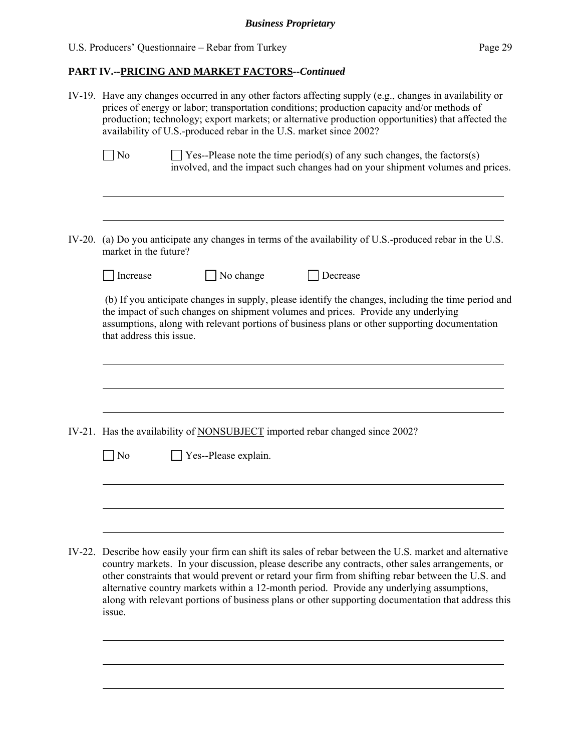## PART IV.--PRICING AND MARKET FACTORS--*Continued*

IV-19. Have any changes occurred in any other factors affecting supply (e.g., changes in availability or prices of energy or labor; transportation conditions; production capacity and/or methods of production; technology; export markets; or alternative production opportunities) that affected the availability of U.S.-produced rebar in the U.S. market since 2002?

☐ No ☐ Yes--Please note the time period(s) of any such changes, the factors(s) involved, and the impact such changes had on your shipment volumes and prices.

IV-20. (a) Do you anticipate any changes in terms of the availability of U.S.-produced rebar in the U.S. market in the future?

☐ Increase ☐ No change ☐ Decrease

(b) If you anticipate changes in supply, please identify the changes, including the time period and the impact of such changes on shipment volumes and prices. Provide any underlying assumptions, along with relevant portions of business plans or other supporting documentation that address this issue.

IV-21. Has the availability of NONSUBJECT imported rebar changed since 2002?

☐ No ☐ Yes--Please explain.

IV-22. Describe how easily your firm can shift its sales of rebar between the U.S. market and alternative country markets. In your discussion, please describe any contracts, other sales arrangements, or other constraints that would prevent or retard your firm from shifting rebar between the U.S. and alternative country markets within a 12-month period. Provide any underlying assumptions, along with relevant portions of business plans or other supporting documentation that address this issue.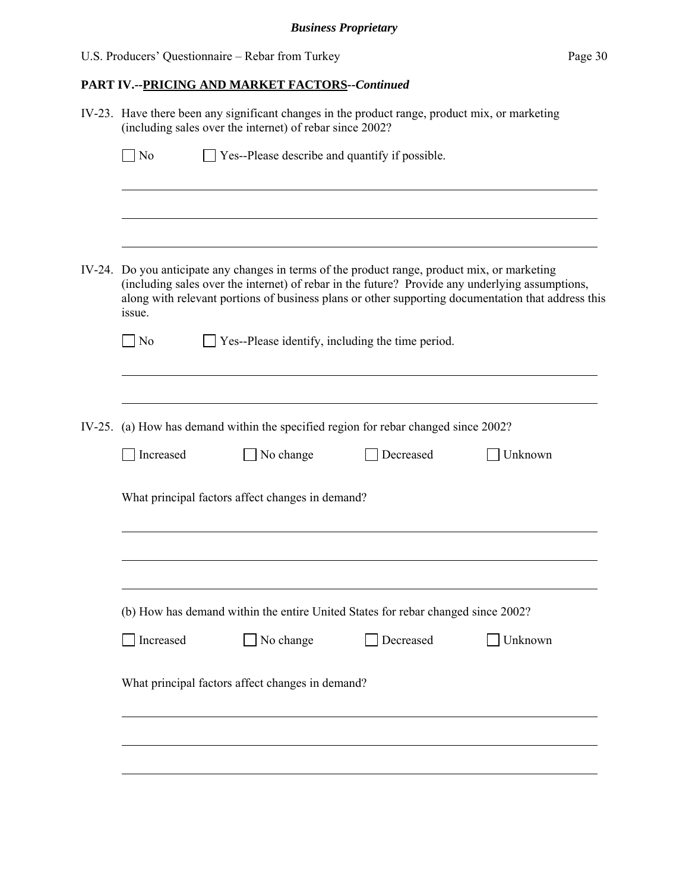## PART IV.--PRICING AND MARKET FACTORS--*Continued*

IV-23. Have there been any significant changes in the product range, product mix, or marketing (including sales over the internet) of rebar since 2002?

☐ No ☐ Yes--Please describe and quantify if possible.

IV-24. Do you anticipate any changes in terms of the product range, product mix, or marketing (including sales over the internet) of rebar in the future? Provide any underlying assumptions, along with relevant portions of business plans or other supporting documentation that address this issue.

☐ No ☐ Yes--Please identify, including the time period.

IV-25. (a) How has demand within the specified region for rebar changed since 2002?

☐ Increased ☐ No change ☐ Decreased ☐ Unknown

What principal factors affect changes in demand?

(b) How has demand within the entire United States for rebar changed since 2002?

☐ Increased ☐ No change ☐ Decreased ☐ Unknown

What principal factors affect changes in demand?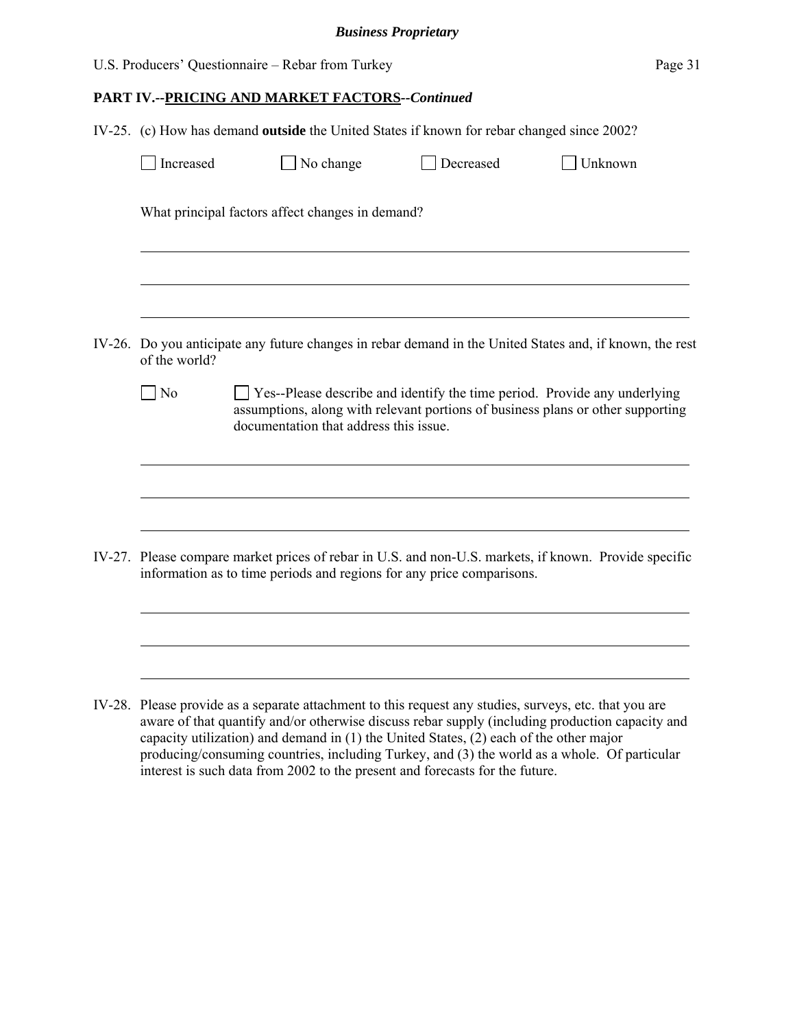## PART IV.--PRICING AND MARKET FACTORS--*Continued*

IV-25. (c) How has demand **outside** the United States if known for rebar changed since 2002?

☐ Increased ☐ No change ☐ Decreased ☐ Unknown

What principal factors affect changes in demand?

IV-26. Do you anticipate any future changes in rebar demand in the United States and, if known, the rest of the world?

☐ No ☐ Yes--Please describe and identify the time period. Provide any underlying assumptions, along with relevant portions of business plans or other supporting documentation that address this issue.

IV-27. Please compare market prices of rebar in U.S. and non-U.S. markets, if known. Provide specific information as to time periods and regions for any price comparisons.

IV-28. Please provide as a separate attachment to this request any studies, surveys, etc. that you are aware of that quantify and/or otherwise discuss rebar supply (including production capacity and capacity utilization) and demand in (1) the United States, (2) each of the other major producing/consuming countries, including Turkey, and (3) the world as a whole. Of particular interest is such data from 2002 to the present and forecasts for the future.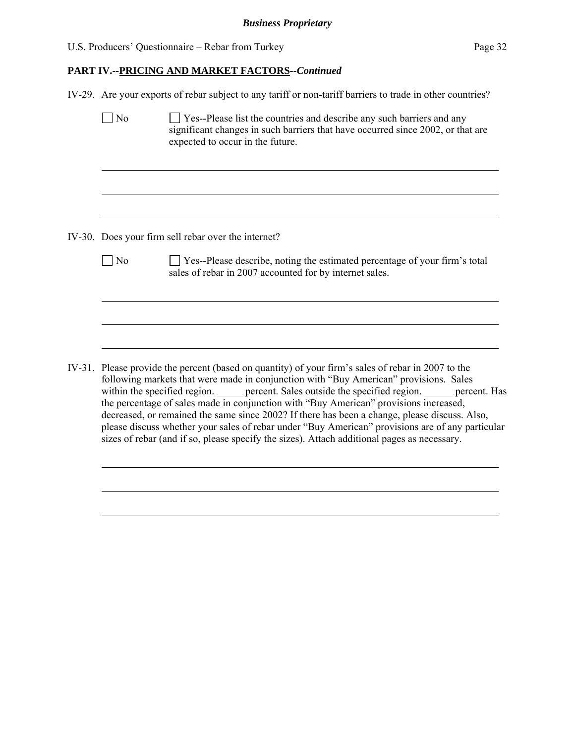**Business Proprietary**

## PART IV.--PRICING AND MARKET FACTORS--*Continued*

IV-29. Are your exports of rebar subject to any tariff or non-tariff barriers to trade in other countries?

☐ No ☐ Yes--Please list the countries and describe any such barriers and any significant changes in such barriers that have occurred since 2002, or that are expected to occur in the future.

\_\_\_\_\_\_\_\_\_\_\_\_\_\_\_\_\_\_\_\_\_\_\_\_\_\_\_\_\_\_\_\_\_\_\_\_\_\_\_\_\_\_\_\_\_\_\_\_\_\_\_\_\_\_\_\_\_\_\_\_

\_\_\_\_\_\_\_\_\_\_\_\_\_\_\_\_\_\_\_\_\_\_\_\_\_\_\_\_\_\_\_\_\_\_\_\_\_\_\_\_\_\_\_\_\_\_\_\_\_\_\_\_\_\_\_\_\_\_\_\_

\_\_\_\_\_\_\_\_\_\_\_\_\_\_\_\_\_\_\_\_\_\_\_\_\_\_\_\_\_\_\_\_\_\_\_\_\_\_\_\_\_\_\_\_\_\_\_\_\_\_\_\_\_\_\_\_\_\_\_\_

IV-30. Does your firm sell rebar over the internet?

☐ No ☐ Yes--Please describe, noting the estimated percentage of your firm's total sales of rebar in 2007 accounted for by internet sales.

\_\_\_\_\_\_\_\_\_\_\_\_\_\_\_\_\_\_\_\_\_\_\_\_\_\_\_\_\_\_\_\_\_\_\_\_\_\_\_\_\_\_\_\_\_\_\_\_\_\_\_\_\_\_\_\_\_\_\_\_

\_\_\_\_\_\_\_\_\_\_\_\_\_\_\_\_\_\_\_\_\_\_\_\_\_\_\_\_\_\_\_\_\_\_\_\_\_\_\_\_\_\_\_\_\_\_\_\_\_\_\_\_\_\_\_\_\_\_\_\_

\_\_\_\_\_\_\_\_\_\_\_\_\_\_\_\_\_\_\_\_\_\_\_\_\_\_\_\_\_\_\_\_\_\_\_\_\_\_\_\_\_\_\_\_\_\_\_\_\_\_\_\_\_\_\_\_\_\_\_\_

IV-31. Please provide the percent (based on quantity) of your firm's sales of rebar in 2007 to the following markets that were made in conjunction with "Buy American" provisions. Sales within the specified region. \_\_\_\_\_ percent. Sales outside the specified region. \_\_\_\_\_ percent. Has the percentage of sales made in conjunction with "Buy American" provisions increased, decreased, or remained the same since 2002? If there has been a change, please discuss. Also, please discuss whether your sales of rebar under "Buy American" provisions are of any particular sizes of rebar (and if so, please specify the sizes). Attach additional pages as necessary.

\_\_\_\_\_\_\_\_\_\_\_\_\_\_\_\_\_\_\_\_\_\_\_\_\_\_\_\_\_\_\_\_\_\_\_\_\_\_\_\_\_\_\_\_\_\_\_\_\_\_\_\_\_\_\_\_\_\_\_\_

\_\_\_\_\_\_\_\_\_\_\_\_\_\_\_\_\_\_\_\_\_\_\_\_\_\_\_\_\_\_\_\_\_\_\_\_\_\_\_\_\_\_\_\_\_\_\_\_\_\_\_\_\_\_\_\_\_\_\_\_

\_\_\_\_\_\_\_\_\_\_\_\_\_\_\_\_\_\_\_\_\_\_\_\_\_\_\_\_\_\_\_\_\_\_\_\_\_\_\_\_\_\_\_\_\_\_\_\_\_\_\_\_\_\_\_\_\_\_\_\_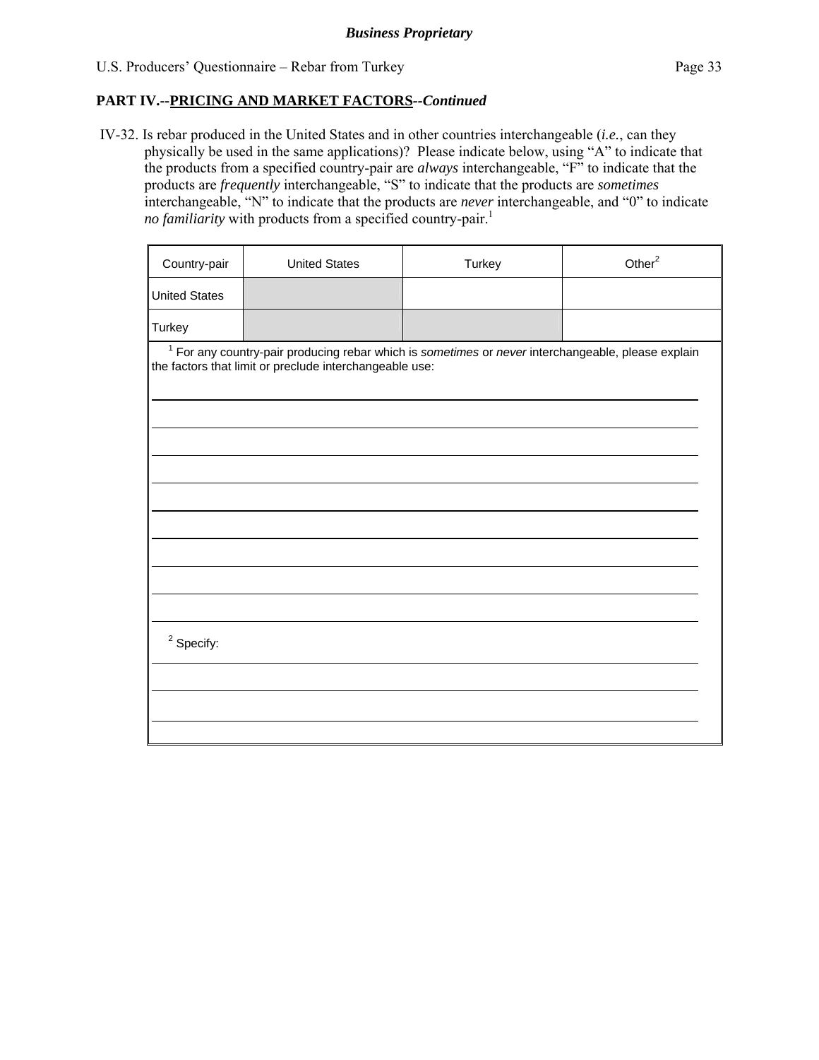**Business Proprietary**

**PART IV.--PRICING AND MARKET FACTORS--*Continued***

IV-32. Is rebar produced in the United States and in other countries interchangeable (*i.e.*, can they physically be used in the same applications)? Please indicate below, using "A" to indicate that the products from a specified country-pair are *always* interchangeable, "F" to indicate that the products are *frequently* interchangeable, "S" to indicate that the products are *sometimes* interchangeable, "N" to indicate that the products are *never* interchangeable, and "0" to indicate *no familiarity* with products from a specified country-pair.[1]

| Country-pair | United States | Turkey | Other[2] |
|---|---|---|---|
| United States | | | |
| Turkey | | | |

[1] For any country-pair producing rebar which is *sometimes* or *never* interchangeable, please explain the factors that limit or preclude interchangeable use:

___

___

___

___

___

___

___

___

___

[2] Specify:

___

___

___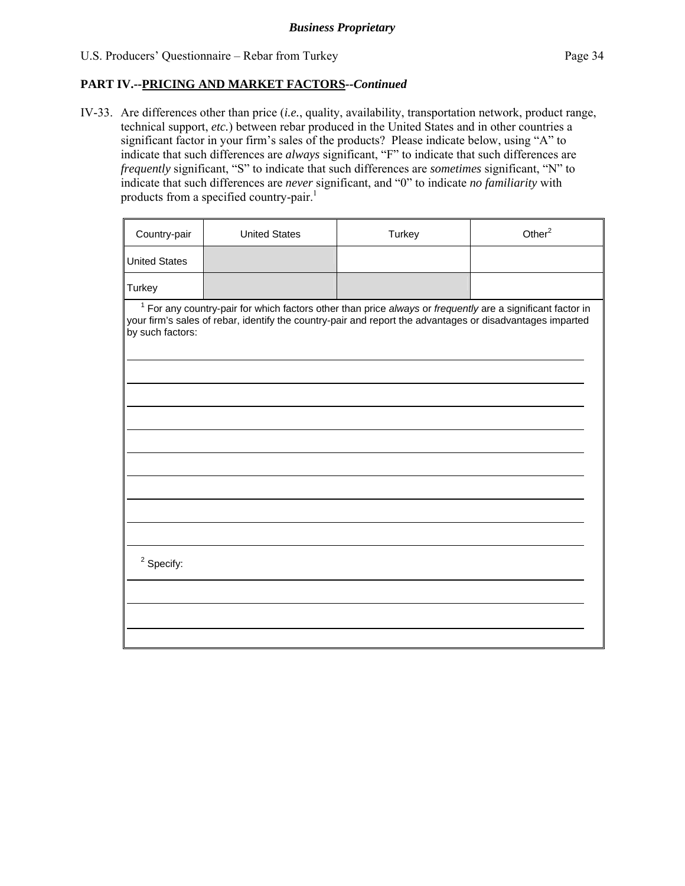**PART IV.--PRICING AND MARKET FACTORS--*Continued***

IV-33. Are differences other than price (*i.e.*, quality, availability, transportation network, product range, technical support, *etc.*) between rebar produced in the United States and in other countries a significant factor in your firm's sales of the products? Please indicate below, using "A" to indicate that such differences are *always* significant, "F" to indicate that such differences are *frequently* significant, "S" to indicate that such differences are *sometimes* significant, "N" to indicate that such differences are *never* significant, and "0" to indicate *no familiarity* with products from a specified country-pair.[1]

| Country-pair | United States | Turkey | Other[2] |
|---|---|---|---|
| United States | | | |
| Turkey | | | |

[1] For any country-pair for which factors other than price *always* or *frequently* are a significant factor in your firm's sales of rebar, identify the country-pair and report the advantages or disadvantages imparted by such factors:

[2] Specify: